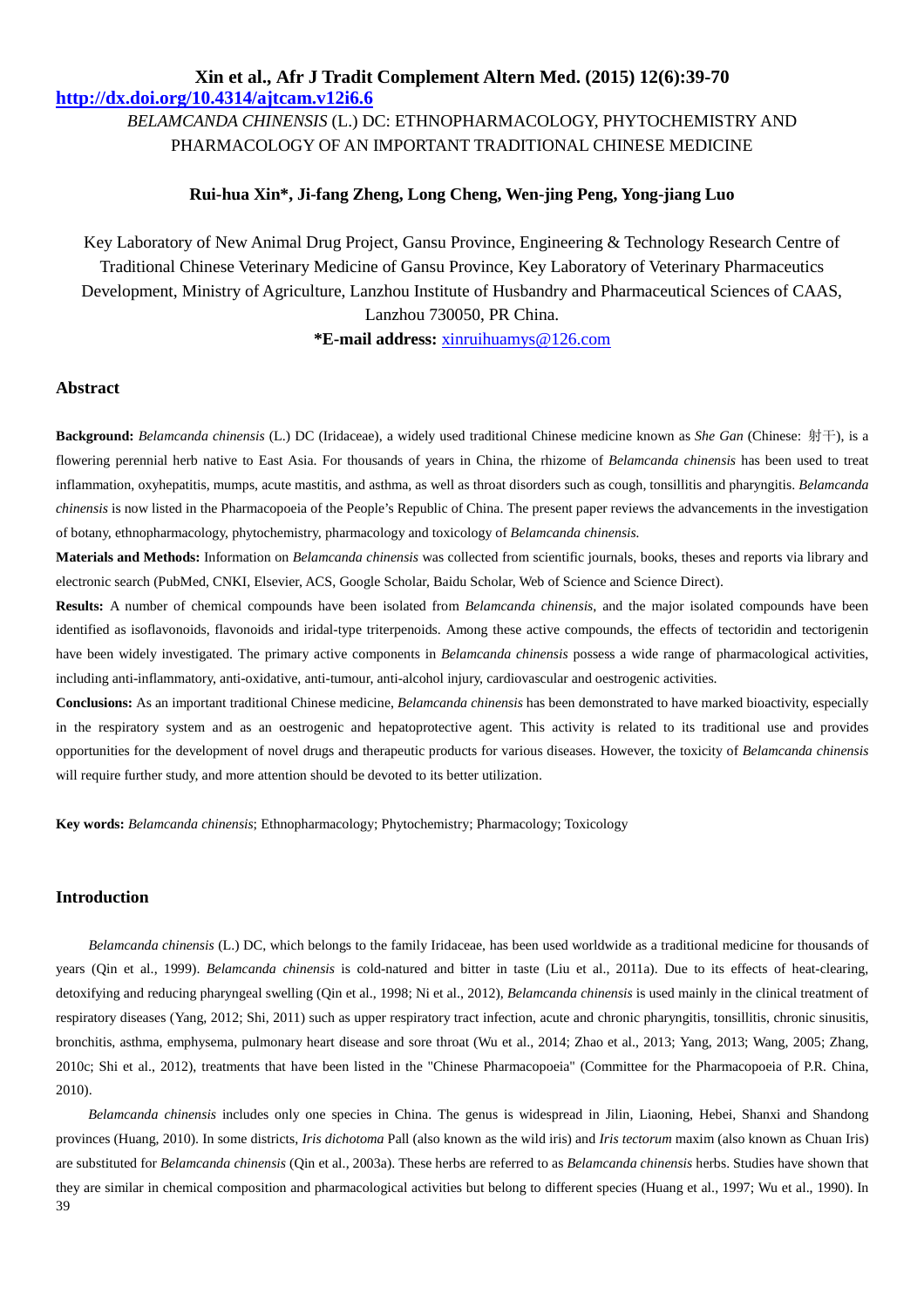# BELAMCANDA CHINENSIS (L.) DC: ETHNOPHARMACOLOGY, PHYTOCHEMISTRY AND PHARMACOLOGY OF AN IMPORTANT TRADITIONAL CHINESE MEDICINE

**Rui-hua Xin\*, Ji-fang Zheng, Long Cheng, Wen-jing Peng, Yong-jiang Luo**

Key Laboratory of New Animal Drug Project, Gansu Province, Engineering & Technology Research Centre of Traditional Chinese Veterinary Medicine of Gansu Province, Key Laboratory of Veterinary Pharmaceutics Development, Ministry of Agriculture, Lanzhou Institute of Husbandry and Pharmaceutical Sciences of CAAS, Lanzhou 730050, PR China.

**\*E-mail address:** xinruihuamys@126.com

## Abstract

**Background:** *Belamcanda chinensis* (L.) DC (Iridaceae), a widely used traditional Chinese medicine known as *She Gan* (Chinese: 射干), is a flowering perennial herb native to East Asia. For thousands of years in China, the rhizome of *Belamcanda chinensis* has been used to treat inflammation, oxyhepatitis, mumps, acute mastitis, and asthma, as well as throat disorders such as cough, tonsillitis and pharyngitis. *Belamcanda chinensis* is now listed in the Pharmacopoeia of the People's Republic of China. The present paper reviews the advancements in the investigation of botany, ethnopharmacology, phytochemistry, pharmacology and toxicology of *Belamcanda chinensis.*

**Materials and Methods:** Information on *Belamcanda chinensis* was collected from scientific journals, books, theses and reports via library and electronic search (PubMed, CNKI, Elsevier, ACS, Google Scholar, Baidu Scholar, Web of Science and Science Direct).

**Results:** A number of chemical compounds have been isolated from *Belamcanda chinensis*, and the major isolated compounds have been identified as isoflavonoids, flavonoids and iridal-type triterpenoids. Among these active compounds, the effects of tectoridin and tectorigenin have been widely investigated. The primary active components in *Belamcanda chinensis* possess a wide range of pharmacological activities, including anti-inflammatory, anti-oxidative, anti-tumour, anti-alcohol injury, cardiovascular and oestrogenic activities.

**Conclusions:** As an important traditional Chinese medicine, *Belamcanda chinensis* has been demonstrated to have marked bioactivity, especially in the respiratory system and as an oestrogenic and hepatoprotective agent. This activity is related to its traditional use and provides opportunities for the development of novel drugs and therapeutic products for various diseases. However, the toxicity of *Belamcanda chinensis* will require further study, and more attention should be devoted to its better utilization.

**Key words:** *Belamcanda chinensis*; Ethnopharmacology; Phytochemistry; Pharmacology; Toxicology

## Introduction

*Belamcanda chinensis* (L.) DC, which belongs to the family Iridaceae, has been used worldwide as a traditional medicine for thousands of years (Qin et al., 1999). *Belamcanda chinensis* is cold-natured and bitter in taste (Liu et al., 2011a). Due to its effects of heat-clearing, detoxifying and reducing pharyngeal swelling (Qin et al., 1998; Ni et al., 2012), *Belamcanda chinensis* is used mainly in the clinical treatment of respiratory diseases (Yang, 2012; Shi, 2011) such as upper respiratory tract infection, acute and chronic pharyngitis, tonsillitis, chronic sinusitis, bronchitis, asthma, emphysema, pulmonary heart disease and sore throat (Wu et al., 2014; Zhao et al., 2013; Yang, 2013; Wang, 2005; Zhang, 2010c; Shi et al., 2012), treatments that have been listed in the "Chinese Pharmacopoeia" (Committee for the Pharmacopoeia of P.R. China, 2010).

*Belamcanda chinensis* includes only one species in China. The genus is widespread in Jilin, Liaoning, Hebei, Shanxi and Shandong provinces (Huang, 2010). In some districts, *Iris dichotoma* Pall (also known as the wild iris) and *Iris tectorum* maxim (also known as Chuan Iris) are substituted for *Belamcanda chinensis* (Qin et al., 2003a). These herbs are referred to as *Belamcanda chinensis* herbs. Studies have shown that they are similar in chemical composition and pharmacological activities but belong to different species (Huang et al., 1997; Wu et al., 1990). In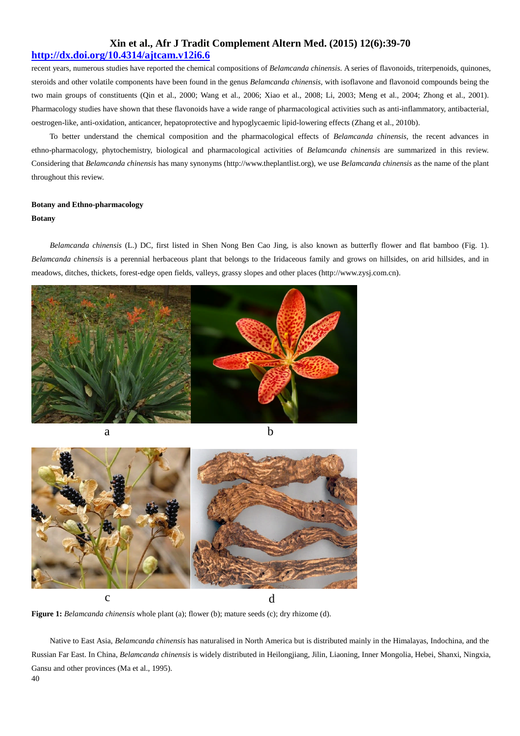recent years, numerous studies have reported the chemical compositions of *Belamcanda chinensis.* A series of flavonoids, triterpenoids, quinones, steroids and other volatile components have been found in the genus *Belamcanda chinensis*, with isoflavone and flavonoid compounds being the two main groups of constituents (Qin et al., 2000; Wang et al., 2006; Xiao et al., 2008; Li, 2003; Meng et al., 2004; Zhong et al., 2001). Pharmacology studies have shown that these flavonoids have a wide range of pharmacological activities such as anti-inflammatory, antibacterial, oestrogen-like, anti-oxidation, anticancer, hepatoprotective and hypoglycaemic lipid-lowering effects (Zhang et al., 2010b).

To better understand the chemical composition and the pharmacological effects of *Belamcanda chinensis*, the recent advances in ethno-pharmacology, phytochemistry, biological and pharmacological activities of *Belamcanda chinensis* are summarized in this review. Considering that *Belamcanda chinensis* has many synonyms (http://www.theplantlist.org), we use *Belamcanda chinensis* as the name of the plant throughout this review.

## Botany and Ethno-pharmacology

### Botany

*Belamcanda chinensis* (L.) DC, first listed in Shen Nong Ben Cao Jing, is also known as butterfly flower and flat bamboo (Fig. 1). *Belamcanda chinensis* is a perennial herbaceous plant that belongs to the Iridaceous family and grows on hillsides, on arid hillsides, and in meadows, ditches, thickets, forest-edge open fields, valleys, grassy slopes and other places (http://www.zysj.com.cn).

**Figure 1:** *Belamcanda chinensis* whole plant (a); flower (b); mature seeds (c); dry rhizome (d).

Native to East Asia, *Belamcanda chinensis* has naturalised in North America but is distributed mainly in the Himalayas, Indochina, and the Russian Far East. In China, *Belamcanda chinensis* is widely distributed in Heilongjiang, Jilin, Liaoning, Inner Mongolia, Hebei, Shanxi, Ningxia, Gansu and other provinces (Ma et al., 1995).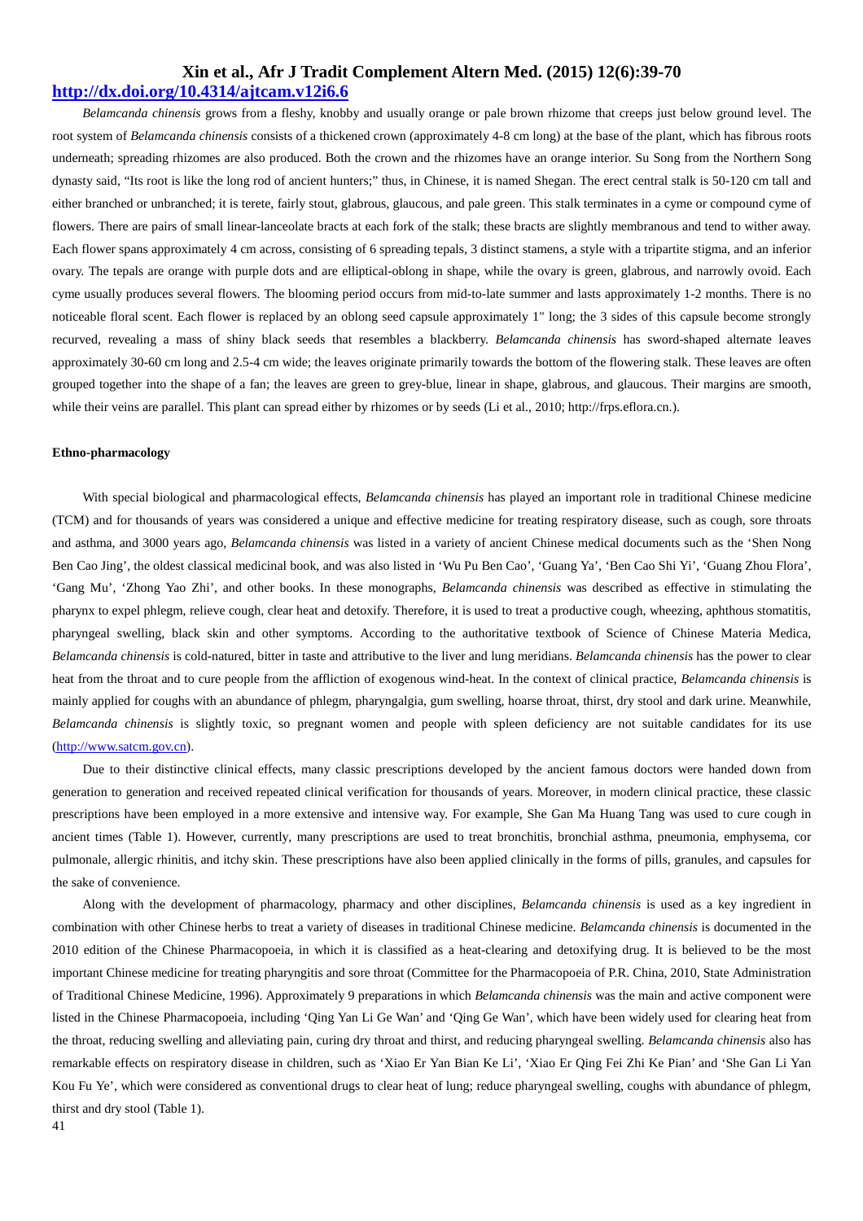*Belamcanda chinensis* grows from a fleshy, knobby and usually orange or pale brown rhizome that creeps just below ground level. The root system of *Belamcanda chinensis* consists of a thickened crown (approximately 4-8 cm long) at the base of the plant, which has fibrous roots underneath; spreading rhizomes are also produced. Both the crown and the rhizomes have an orange interior. Su Song from the Northern Song dynasty said, "Its root is like the long rod of ancient hunters;" thus, in Chinese, it is named Shegan. The erect central stalk is 50-120 cm tall and either branched or unbranched; it is terete, fairly stout, glabrous, glaucous, and pale green. This stalk terminates in a cyme or compound cyme of flowers. There are pairs of small linear-lanceolate bracts at each fork of the stalk; these bracts are slightly membranous and tend to wither away. Each flower spans approximately 4 cm across, consisting of 6 spreading tepals, 3 distinct stamens, a style with a tripartite stigma, and an inferior ovary. The tepals are orange with purple dots and are elliptical-oblong in shape, while the ovary is green, glabrous, and narrowly ovoid. Each cyme usually produces several flowers. The blooming period occurs from mid-to-late summer and lasts approximately 1-2 months. There is no noticeable floral scent. Each flower is replaced by an oblong seed capsule approximately 1" long; the 3 sides of this capsule become strongly recurved, revealing a mass of shiny black seeds that resembles a blackberry. *Belamcanda chinensis* has sword-shaped alternate leaves approximately 30-60 cm long and 2.5-4 cm wide; the leaves originate primarily towards the bottom of the flowering stalk. These leaves are often grouped together into the shape of a fan; the leaves are green to grey-blue, linear in shape, glabrous, and glaucous. Their margins are smooth, while their veins are parallel. This plant can spread either by rhizomes or by seeds (Li et al., 2010; http://frps.eflora.cn.).

**Ethno-pharmacology**

With special biological and pharmacological effects, *Belamcanda chinensis* has played an important role in traditional Chinese medicine (TCM) and for thousands of years was considered a unique and effective medicine for treating respiratory disease, such as cough, sore throats and asthma, and 3000 years ago, *Belamcanda chinensis* was listed in a variety of ancient Chinese medical documents such as the 'Shen Nong Ben Cao Jing', the oldest classical medicinal book, and was also listed in 'Wu Pu Ben Cao', 'Guang Ya', 'Ben Cao Shi Yi', 'Guang Zhou Flora', 'Gang Mu', 'Zhong Yao Zhi', and other books. In these monographs, *Belamcanda chinensis* was described as effective in stimulating the pharynx to expel phlegm, relieve cough, clear heat and detoxify. Therefore, it is used to treat a productive cough, wheezing, aphthous stomatitis, pharyngeal swelling, black skin and other symptoms. According to the authoritative textbook of Science of Chinese Materia Medica, *Belamcanda chinensis* is cold-natured, bitter in taste and attributive to the liver and lung meridians. *Belamcanda chinensis* has the power to clear heat from the throat and to cure people from the affliction of exogenous wind-heat. In the context of clinical practice, *Belamcanda chinensis* is mainly applied for coughs with an abundance of phlegm, pharyngalgia, gum swelling, hoarse throat, thirst, dry stool and dark urine. Meanwhile, *Belamcanda chinensis* is slightly toxic, so pregnant women and people with spleen deficiency are not suitable candidates for its use (http://www.satcm.gov.cn).

Due to their distinctive clinical effects, many classic prescriptions developed by the ancient famous doctors were handed down from generation to generation and received repeated clinical verification for thousands of years. Moreover, in modern clinical practice, these classic prescriptions have been employed in a more extensive and intensive way. For example, She Gan Ma Huang Tang was used to cure cough in ancient times (Table 1). However, currently, many prescriptions are used to treat bronchitis, bronchial asthma, pneumonia, emphysema, cor pulmonale, allergic rhinitis, and itchy skin. These prescriptions have also been applied clinically in the forms of pills, granules, and capsules for the sake of convenience.

Along with the development of pharmacology, pharmacy and other disciplines, *Belamcanda chinensis* is used as a key ingredient in combination with other Chinese herbs to treat a variety of diseases in traditional Chinese medicine. *Belamcanda chinensis* is documented in the 2010 edition of the Chinese Pharmacopoeia, in which it is classified as a heat-clearing and detoxifying drug. It is believed to be the most important Chinese medicine for treating pharyngitis and sore throat (Committee for the Pharmacopoeia of P.R. China, 2010, State Administration of Traditional Chinese Medicine, 1996). Approximately 9 preparations in which *Belamcanda chinensis* was the main and active component were listed in the Chinese Pharmacopoeia, including 'Qing Yan Li Ge Wan' and 'Qing Ge Wan', which have been widely used for clearing heat from the throat, reducing swelling and alleviating pain, curing dry throat and thirst, and reducing pharyngeal swelling. *Belamcanda chinensis* also has remarkable effects on respiratory disease in children, such as 'Xiao Er Yan Bian Ke Li', 'Xiao Er Qing Fei Zhi Ke Pian' and 'She Gan Li Yan Kou Fu Ye', which were considered as conventional drugs to clear heat of lung; reduce pharyngeal swelling, coughs with abundance of phlegm, thirst and dry stool (Table 1).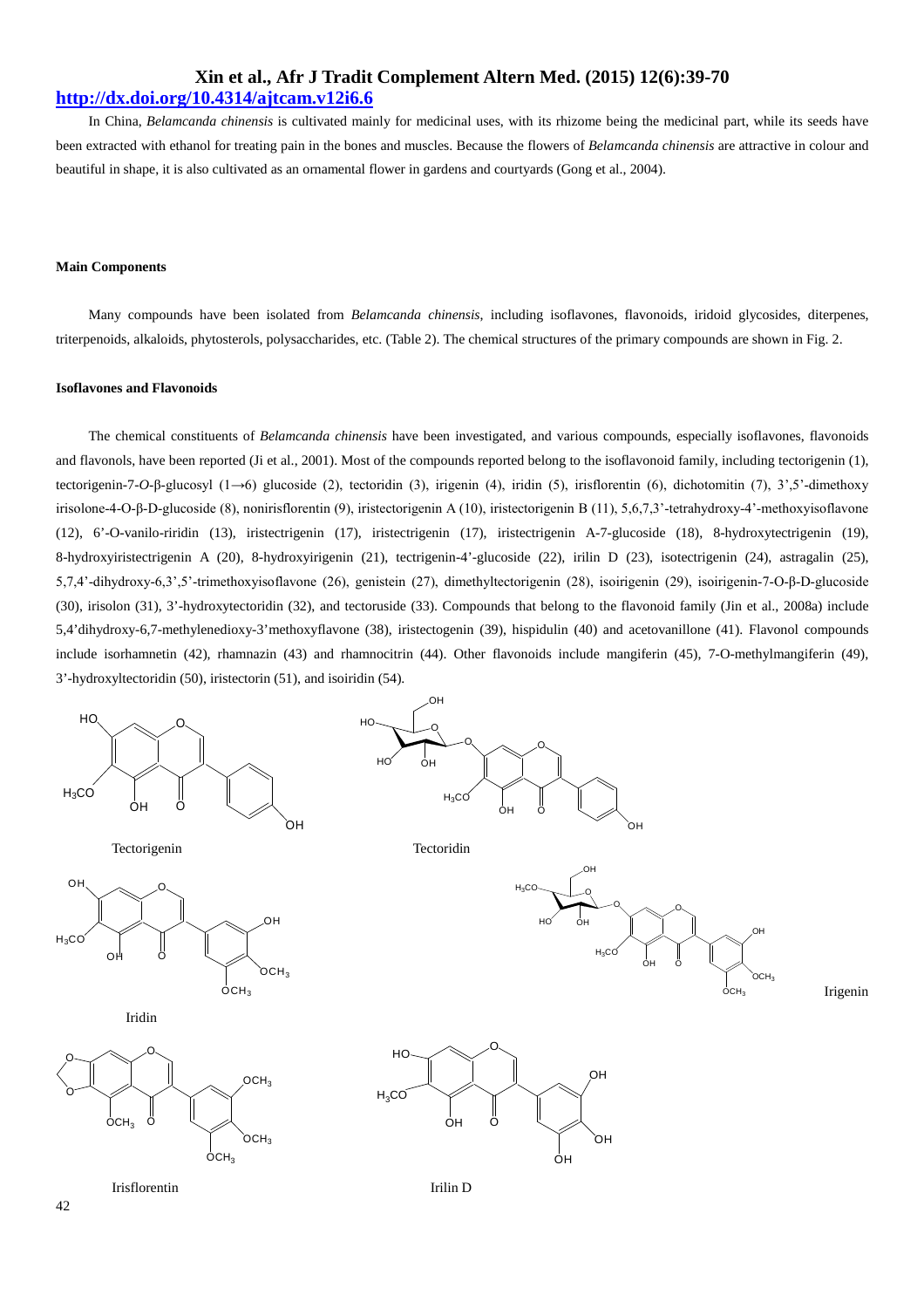In China, *Belamcanda chinensis* is cultivated mainly for medicinal uses, with its rhizome being the medicinal part, while its seeds have been extracted with ethanol for treating pain in the bones and muscles. Because the flowers of *Belamcanda chinensis* are attractive in colour and beautiful in shape, it is also cultivated as an ornamental flower in gardens and courtyards (Gong et al., 2004).

### Main Components

Many compounds have been isolated from *Belamcanda chinensis*, including isoflavones, flavonoids, iridoid glycosides, diterpenes, triterpenoids, alkaloids, phytosterols, polysaccharides, etc. (Table 2). The chemical structures of the primary compounds are shown in Fig. 2.

### Isoflavones and Flavonoids

The chemical constituents of *Belamcanda chinensis* have been investigated, and various compounds, especially isoflavones, flavonoids and flavonols, have been reported (Ji et al., 2001). Most of the compounds reported belong to the isoflavonoid family, including tectorigenin (1), tectorigenin-7-*O*-β-glucosyl (1→6) glucoside (2), tectoridin (3), irigenin (4), iridin (5), irisflorentin (6), dichotomitin (7), 3',5'-dimethoxy irisolone-4-O-β-D-glucoside (8), nonirisflorentin (9), iristectorigenin A (10), iristectorigenin B (11), 5,6,7,3'-tetrahydroxy-4'-methoxyisoflavone (12), 6'-O-vanilo-riridin (13), iristectrigenin (17), iristectrigenin (17), iristectrigenin A-7-glucoside (18), 8-hydroxytectrigenin (19), 8-hydroxyiristectrigenin A (20), 8-hydroxyirigenin (21), tectrigenin-4'-glucoside (22), irilin D (23), isotectrigenin (24), astragalin (25), 5,7,4'-dihydroxy-6,3',5'-trimethoxyisoflavone (26), genistein (27), dimethyltectorigenin (28), isoirigenin (29), isoirigenin-7-O-β-D-glucoside (30), irisolon (31), 3'-hydroxytectoridin (32), and tectoruside (33). Compounds that belong to the flavonoid family (Jin et al., 2008a) include 5,4'dihydroxy-6,7-methylenedioxy-3'methoxyflavone (38), iristectogenin (39), hispidulin (40) and acetovanillone (41). Flavonol compounds include isorhamnetin (42), rhamnazin (43) and rhamnocitrin (44). Other flavonoids include mangiferin (45), 7-O-methylmangiferin (49), 3'-hydroxyltectoridin (50), iristectorin (51), and isoiridin (54).

Tectorigenin

Tectoridin

Iridin

Irigenin

Irisflorentin

Irilin D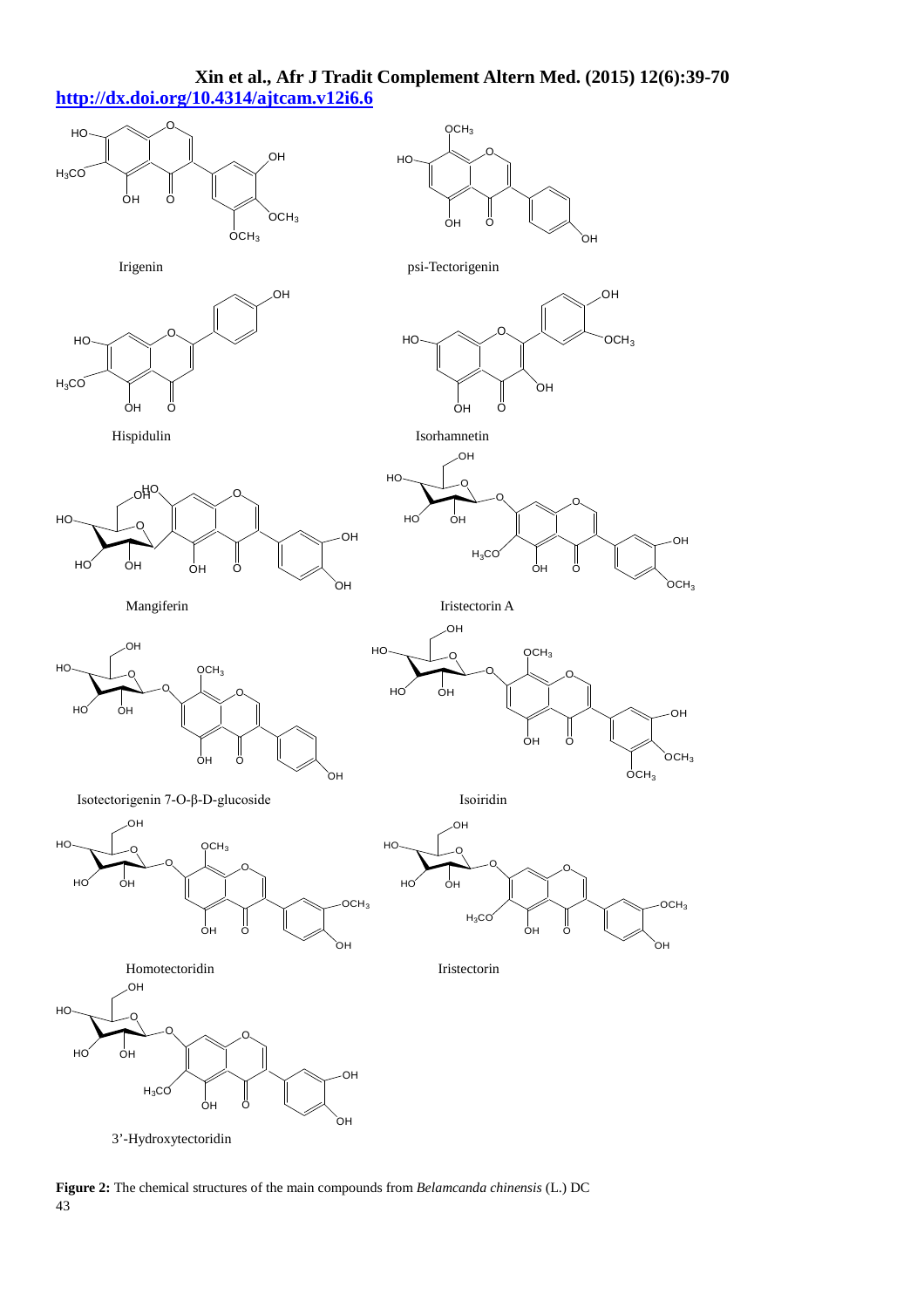Irigenin

psi-Tectorigenin

Hispidulin

Isorhamnetin

Mangiferin

Iristectorin A

Isotectorigenin 7-O-β-D-glucoside

Isoiridin

Homotectoridin

Iristectorin

3'-Hydroxytectoridin

**Figure 2:** The chemical structures of the main compounds from *Belamcanda chinensis* (L.) DC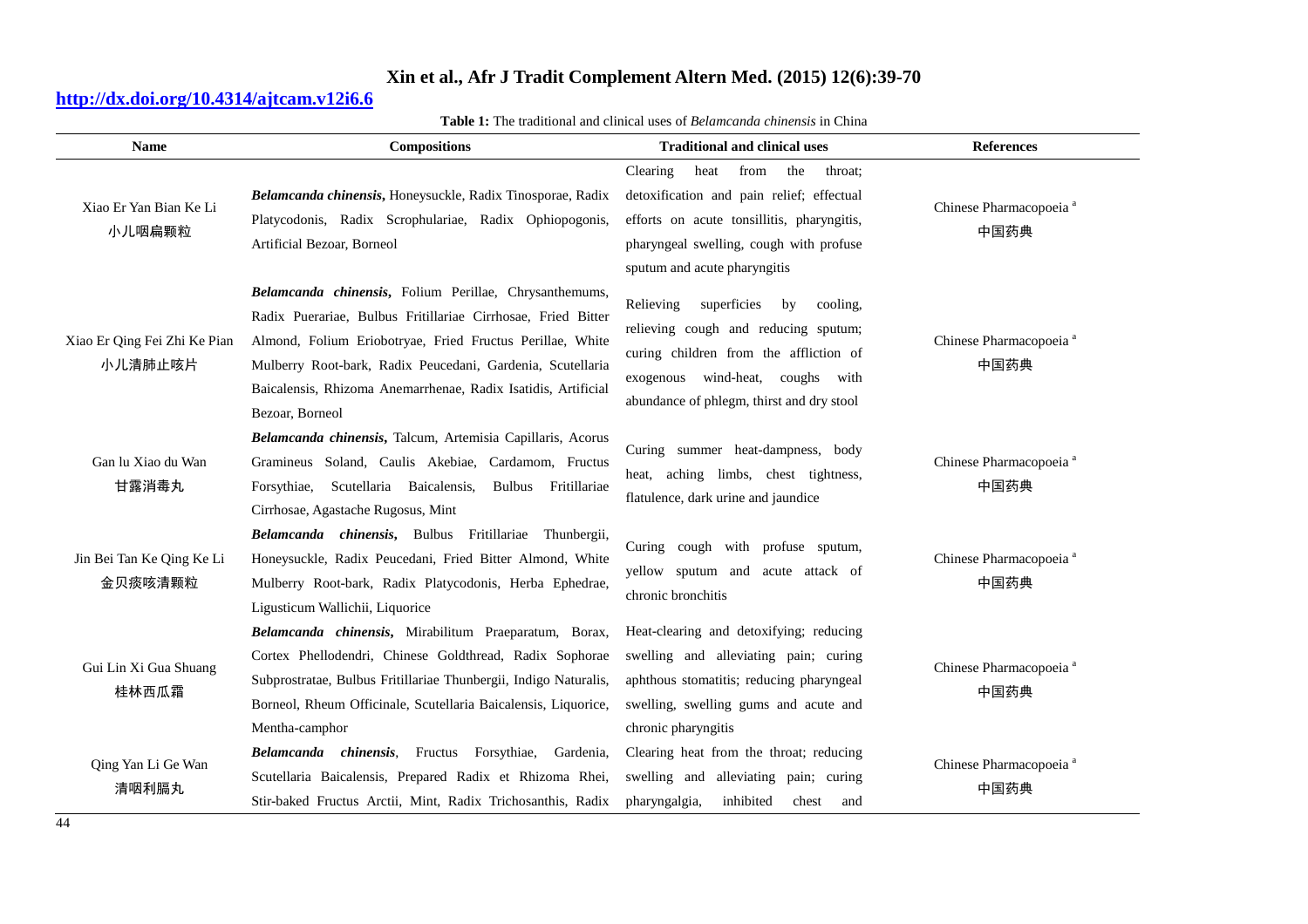**Table 1:** The traditional and clinical uses of *Belamcanda chinensis* in China

| Name | Compositions | Traditional and clinical uses | References |
|---|---|---|---|
| Xiao Er Yan Bian Ke Li 小儿咽扁颗粒 | ***Belamcanda chinensis*****,** Honeysuckle, Radix Tinosporae, Radix Platycodonis, Radix Scrophulariae, Radix Ophiopogonis, Artificial Bezoar, Borneol | Clearing heat from the throat; detoxification and pain relief; effectual efforts on acute tonsillitis, pharyngitis, pharyngeal swelling, cough with profuse sputum and acute pharyngitis | Chinese Pharmacopoeia [a] 中国药典 |
| Xiao Er Qing Fei Zhi Ke Pian 小儿清肺止咳片 | ***Belamcanda chinensis*****,** Folium Perillae, Chrysanthemums, Radix Puerariae, Bulbus Fritillariae Cirrhosae, Fried Bitter Almond, Folium Eriobotryae, Fried Fructus Perillae, White Mulberry Root-bark, Radix Peucedani, Gardenia, Scutellaria Baicalensis, Rhizoma Anemarrhenae, Radix Isatidis, Artificial Bezoar, Borneol | Relieving superficies by cooling, relieving cough and reducing sputum; curing children from the affliction of exogenous wind-heat, coughs with abundance of phlegm, thirst and dry stool | Chinese Pharmacopoeia [a] 中国药典 |
| Gan lu Xiao du Wan 甘露消毒丸 | ***Belamcanda chinensis*****,** Talcum, Artemisia Capillaris, Acorus Gramineus Soland, Caulis Akebiae, Cardamom, Fructus Forsythiae, Scutellaria Baicalensis, Bulbus Fritillariae Cirrhosae, Agastache Rugosus, Mint | Curing summer heat-dampness, body heat, aching limbs, chest tightness, flatulence, dark urine and jaundice | Chinese Pharmacopoeia [a] 中国药典 |
| Jin Bei Tan Ke Qing Ke Li 金贝痰咳清颗粒 | ***Belamcanda chinensis*****,** Bulbus Fritillariae Thunbergii, Honeysuckle, Radix Peucedani, Fried Bitter Almond, White Mulberry Root-bark, Radix Platycodonis, Herba Ephedrae, Ligusticum Wallichii, Liquorice | Curing cough with profuse sputum, yellow sputum and acute attack of chronic bronchitis | Chinese Pharmacopoeia [a] 中国药典 |
| Gui Lin Xi Gua Shuang 桂林西瓜霜 | ***Belamcanda chinensis*****,** Mirabilitum Praeparatum, Borax, Cortex Phellodendri, Chinese Goldthread, Radix Sophorae Subprostratae, Bulbus Fritillariae Thunbergii, Indigo Naturalis, Borneol, Rheum Officinale, Scutellaria Baicalensis, Liquorice, Mentha-camphor | Heat-clearing and detoxifying; reducing swelling and alleviating pain; curing aphthous stomatitis; reducing pharyngeal swelling, swelling gums and acute and chronic pharyngitis | Chinese Pharmacopoeia [a] 中国药典 |
| Qing Yan Li Ge Wan 清咽利膈丸 | ***Belamcanda chinensis***, Fructus Forsythiae, Gardenia, Scutellaria Baicalensis, Prepared Radix et Rhizoma Rhei, Stir-baked Fructus Arctii, Mint, Radix Trichosanthis, Radix | Clearing heat from the throat; reducing swelling and alleviating pain; curing pharyngalgia, inhibited chest and | Chinese Pharmacopoeia [a] 中国药典 |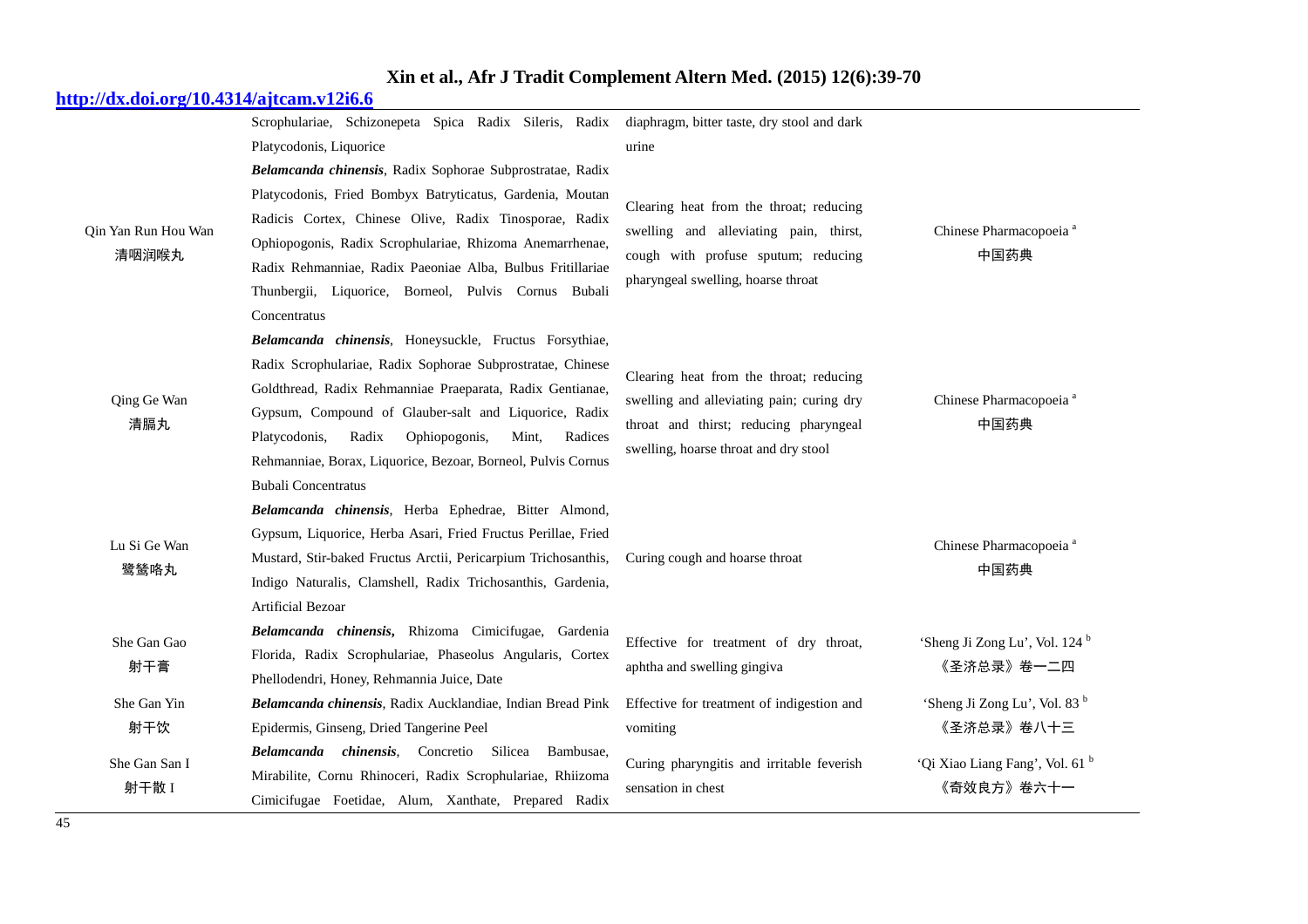| | | | |
|---|---|---|---|
| | Scrophulariae, Schizonepeta Spica Radix Sileris, Radix Platycodonis, Liquorice | diaphragm, bitter taste, dry stool and dark urine | |
| Qin Yan Run Hou Wan 清咽润喉丸 | ***Belamcanda chinensis***, Radix Sophorae Subprostratae, Radix Platycodonis, Fried Bombyx Batryticatus, Gardenia, Moutan Radicis Cortex, Chinese Olive, Radix Tinosporae, Radix Ophiopogonis, Radix Scrophulariae, Rhizoma Anemarrhenae, Radix Rehmanniae, Radix Paeoniae Alba, Bulbus Fritillariae Thunbergii, Liquorice, Borneol, Pulvis Cornus Bubali Concentratus | Clearing heat from the throat; reducing swelling and alleviating pain, thirst, cough with profuse sputum; reducing pharyngeal swelling, hoarse throat | Chinese Pharmacopoeia [a] 中国药典 |
| Qing Ge Wan 清膈丸 | ***Belamcanda chinensis***, Honeysuckle, Fructus Forsythiae, Radix Scrophulariae, Radix Sophorae Subprostratae, Chinese Goldthread, Radix Rehmanniae Praeparata, Radix Gentianae, Gypsum, Compound of Glauber-salt and Liquorice, Radix Platycodonis, Radix Ophiopogonis, Mint, Radices Rehmanniae, Borax, Liquorice, Bezoar, Borneol, Pulvis Cornus Bubali Concentratus | Clearing heat from the throat; reducing swelling and alleviating pain; curing dry throat and thirst; reducing pharyngeal swelling, hoarse throat and dry stool | Chinese Pharmacopoeia [a] 中国药典 |
| Lu Si Ge Wan 鹭鸶咯丸 | ***Belamcanda chinensis***, Herba Ephedrae, Bitter Almond, Gypsum, Liquorice, Herba Asari, Fried Fructus Perillae, Fried Mustard, Stir-baked Fructus Arctii, Pericarpium Trichosanthis, Indigo Naturalis, Clamshell, Radix Trichosanthis, Gardenia, Artificial Bezoar | Curing cough and hoarse throat | Chinese Pharmacopoeia [a] 中国药典 |
| She Gan Gao 射干膏 | ***Belamcanda chinensis*,** Rhizoma Cimicifugae, Gardenia Florida, Radix Scrophulariae, Phaseolus Angularis, Cortex Phellodendri, Honey, Rehmannia Juice, Date | Effective for treatment of dry throat, aphtha and swelling gingiva | 'Sheng Ji Zong Lu', Vol. 124 [b] 《圣济总录》卷一二四 |
| She Gan Yin 射干饮 | ***Belamcanda chinensis***, Radix Aucklandiae, Indian Bread Pink Epidermis, Ginseng, Dried Tangerine Peel | Effective for treatment of indigestion and vomiting | 'Sheng Ji Zong Lu', Vol. 83 [b] 《圣济总录》卷八十三 |
| She Gan San I 射干散 I | ***Belamcanda chinensis***, Concretio Silicea Bambusae, Mirabilite, Cornu Rhinoceri, Radix Scrophulariae, Rhiizoma Cimicifugae Foetidae, Alum, Xanthate, Prepared Radix | Curing pharyngitis and irritable feverish sensation in chest | 'Qi Xiao Liang Fang', Vol. 61 [b] 《奇效良方》卷六十一 |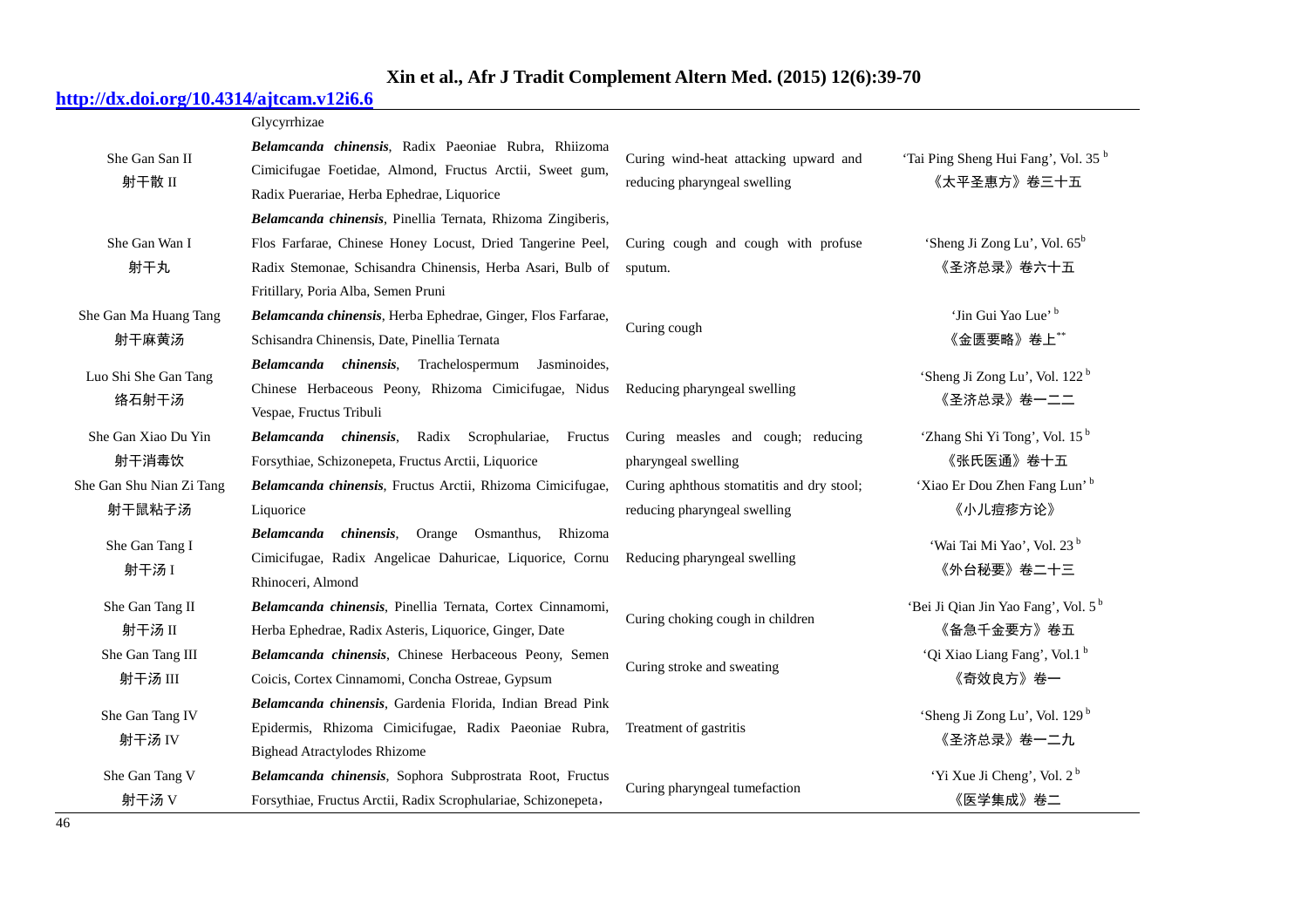| | | | |
|---|---|---|---|
| | Glycyrrhizae | | |
| She Gan San II 射干散 II | ***Belamcanda chinensis***, Radix Paeoniae Rubra, Rhiizoma Cimicifugae Foetidae, Almond, Fructus Arctii, Sweet gum, Radix Puerariae, Herba Ephedrae, Liquorice | Curing wind-heat attacking upward and reducing pharyngeal swelling | 'Tai Ping Sheng Hui Fang', Vol. 35 [b] 《太平圣惠方》卷三十五 |
| She Gan Wan I 射干丸 | ***Belamcanda chinensis***, Pinellia Ternata, Rhizoma Zingiberis, Flos Farfarae, Chinese Honey Locust, Dried Tangerine Peel, Radix Stemonae, Schisandra Chinensis, Herba Asari, Bulb of Fritillary, Poria Alba, Semen Pruni | Curing cough and cough with profuse sputum. | 'Sheng Ji Zong Lu', Vol. 65[b] 《圣济总录》卷六十五 |
| She Gan Ma Huang Tang 射干麻黄汤 | ***Belamcanda chinensis***, Herba Ephedrae, Ginger, Flos Farfarae, Schisandra Chinensis, Date, Pinellia Ternata | Curing cough | 'Jin Gui Yao Lue' [b] 《金匮要略》卷上[**] |
| Luo Shi She Gan Tang 络石射干汤 | ***Belamcanda chinensis***, Trachelospermum Jasminoides, Chinese Herbaceous Peony, Rhizoma Cimicifugae, Nidus Vespae, Fructus Tribuli | Reducing pharyngeal swelling | 'Sheng Ji Zong Lu', Vol. 122 [b] 《圣济总录》卷一二二 |
| She Gan Xiao Du Yin 射干消毒饮 | ***Belamcanda chinensis***, Radix Scrophulariae, Fructus Forsythiae, Schizonepeta, Fructus Arctii, Liquorice | Curing measles and cough; reducing pharyngeal swelling | 'Zhang Shi Yi Tong', Vol. 15 [b] 《张氏医通》卷十五 |
| She Gan Shu Nian Zi Tang 射干鼠粘子汤 | ***Belamcanda chinensis***, Fructus Arctii, Rhizoma Cimicifugae, Liquorice | Curing aphthous stomatitis and dry stool; reducing pharyngeal swelling | 'Xiao Er Dou Zhen Fang Lun' [b] 《小儿痘疹方论》 |
| She Gan Tang I 射干汤 I | ***Belamcanda chinensis***, Orange Osmanthus, Rhizoma Cimicifugae, Radix Angelicae Dahuricae, Liquorice, Cornu Rhinoceri, Almond | Reducing pharyngeal swelling | 'Wai Tai Mi Yao', Vol. 23 [b] 《外台秘要》卷二十三 |
| She Gan Tang II 射干汤 II | ***Belamcanda chinensis***, Pinellia Ternata, Cortex Cinnamomi, Herba Ephedrae, Radix Asteris, Liquorice, Ginger, Date | Curing choking cough in children | 'Bei Ji Qian Jin Yao Fang', Vol. 5 [b] 《备急千金要方》卷五 |
| She Gan Tang III 射干汤 III | ***Belamcanda chinensis***, Chinese Herbaceous Peony, Semen Coicis, Cortex Cinnamomi, Concha Ostreae, Gypsum | Curing stroke and sweating | 'Qi Xiao Liang Fang', Vol.1 [b] 《奇效良方》卷一 |
| She Gan Tang IV 射干汤 IV | ***Belamcanda chinensis***, Gardenia Florida, Indian Bread Pink Epidermis, Rhizoma Cimicifugae, Radix Paeoniae Rubra, Bighead Atractylodes Rhizome | Treatment of gastritis | 'Sheng Ji Zong Lu', Vol. 129 [b] 《圣济总录》卷一二九 |
| She Gan Tang V 射干汤 V | ***Belamcanda chinensis***, Sophora Subprostrata Root, Fructus Forsythiae, Fructus Arctii, Radix Scrophulariae, Schizonepeta， | Curing pharyngeal tumefaction | 'Yi Xue Ji Cheng', Vol. 2 [b] 《医学集成》卷二 |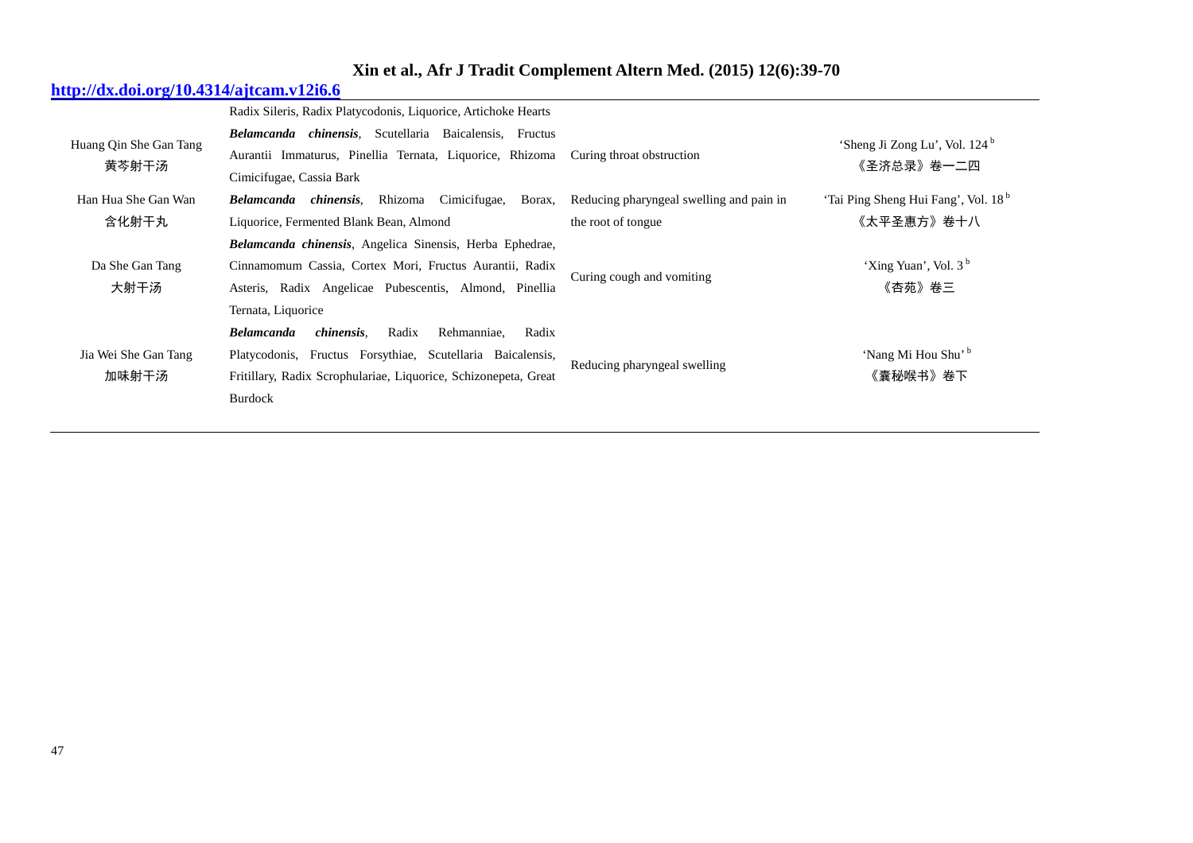| | | | |
|---|---|---|---|
| | Radix Sileris, Radix Platycodonis, Liquorice, Artichoke Hearts | | |
| Huang Qin She Gan Tang 黄芩射干汤 | ***Belamcanda chinensis***, Scutellaria Baicalensis, Fructus Aurantii Immaturus, Pinellia Ternata, Liquorice, Rhizoma Cimicifugae, Cassia Bark | Curing throat obstruction | 'Sheng Ji Zong Lu', Vol. 124 [b] 《圣济总录》卷一二四 |
| Han Hua She Gan Wan 含化射干丸 | ***Belamcanda chinensis***, Rhizoma Cimicifugae, Borax, Liquorice, Fermented Blank Bean, Almond | Reducing pharyngeal swelling and pain in the root of tongue | 'Tai Ping Sheng Hui Fang', Vol. 18 [b] 《太平圣惠方》卷十八 |
| Da She Gan Tang 大射干汤 | ***Belamcanda chinensis***, Angelica Sinensis, Herba Ephedrae, Cinnamomum Cassia, Cortex Mori, Fructus Aurantii, Radix Asteris, Radix Angelicae Pubescentis, Almond, Pinellia Ternata, Liquorice | Curing cough and vomiting | 'Xing Yuan', Vol. 3 [b] 《杏苑》卷三 |
| Jia Wei She Gan Tang 加味射干汤 | ***Belamcanda chinensis***, Radix Rehmanniae, Radix Platycodonis, Fructus Forsythiae, Scutellaria Baicalensis, Fritillary, Radix Scrophulariae, Liquorice, Schizonepeta, Great Burdock | Reducing pharyngeal swelling | 'Nang Mi Hou Shu' [b] 《囊秘喉书》卷下 |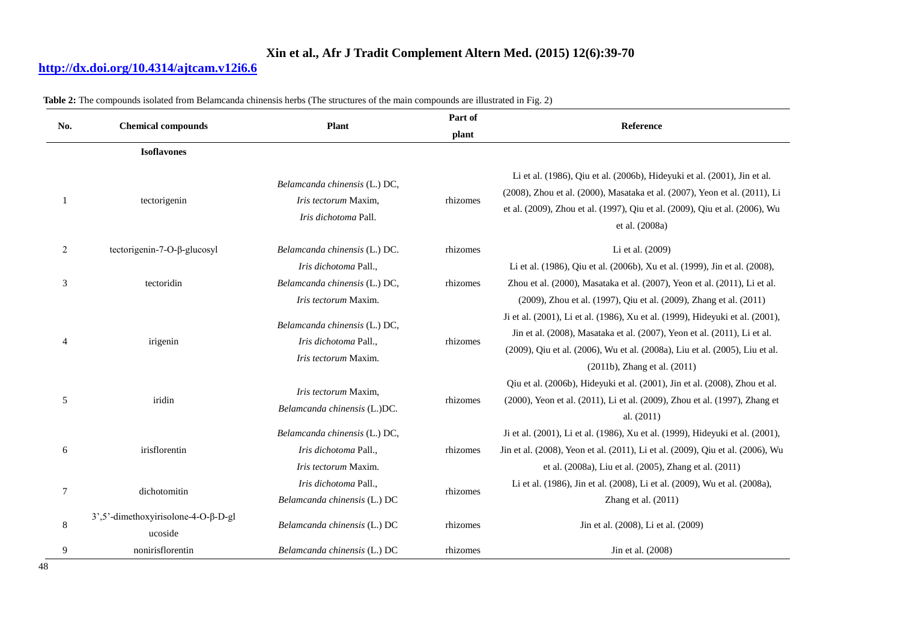**Table 2:** The compounds isolated from Belamcanda chinensis herbs (The structures of the main compounds are illustrated in Fig. 2)

| No. | Chemical compounds | Plant | Part of plant | Reference |
|---|---|---|---|---|
| | **Isoflavones** | | | |
| 1 | tectorigenin | *Belamcanda chinensis* (L.) DC, *Iris tectorum* Maxim, *Iris dichotoma* Pall. | rhizomes | Li et al. (1986), Qiu et al. (2006b), Hideyuki et al. (2001), Jin et al. (2008), Zhou et al. (2000), Masataka et al. (2007), Yeon et al. (2011), Li et al. (2009), Zhou et al. (1997), Qiu et al. (2009), Qiu et al. (2006), Wu et al. (2008a) |
| 2 | tectorigenin-7-O-β-glucosyl | *Belamcanda chinensis* (L.) DC. | rhizomes | Li et al. (2009) |
| 3 | tectoridin | *Iris dichotoma* Pall., *Belamcanda chinensis* (L.) DC, *Iris tectorum* Maxim. | rhizomes | Li et al. (1986), Qiu et al. (2006b), Xu et al. (1999), Jin et al. (2008), Zhou et al. (2000), Masataka et al. (2007), Yeon et al. (2011), Li et al. (2009), Zhou et al. (1997), Qiu et al. (2009), Zhang et al. (2011) |
| 4 | irigenin | *Belamcanda chinensis* (L.) DC, *Iris dichotoma* Pall., *Iris tectorum* Maxim. | rhizomes | Ji et al. (2001), Li et al. (1986), Xu et al. (1999), Hideyuki et al. (2001), Jin et al. (2008), Masataka et al. (2007), Yeon et al. (2011), Li et al. (2009), Qiu et al. (2006), Wu et al. (2008a), Liu et al. (2005), Liu et al. (2011b), Zhang et al. (2011) |
| 5 | iridin | *Iris tectorum* Maxim, *Belamcanda chinensis* (L.)DC. | rhizomes | Qiu et al. (2006b), Hideyuki et al. (2001), Jin et al. (2008), Zhou et al. (2000), Yeon et al. (2011), Li et al. (2009), Zhou et al. (1997), Zhang et al. (2011) |
| 6 | irisflorentin | *Belamcanda chinensis* (L.) DC, *Iris dichotoma* Pall., *Iris tectorum* Maxim. | rhizomes | Ji et al. (2001), Li et al. (1986), Xu et al. (1999), Hideyuki et al. (2001), Jin et al. (2008), Yeon et al. (2011), Li et al. (2009), Qiu et al. (2006), Wu et al. (2008a), Liu et al. (2005), Zhang et al. (2011) |
| 7 | dichotomitin | *Iris dichotoma* Pall., *Belamcanda chinensis* (L.) DC | rhizomes | Li et al. (1986), Jin et al. (2008), Li et al. (2009), Wu et al. (2008a), Zhang et al. (2011) |
| 8 | 3',5'-dimethoxyirisolone-4-O-β-D-glucoside | *Belamcanda chinensis* (L.) DC | rhizomes | Jin et al. (2008), Li et al. (2009) |
| 9 | nonirisflorentin | *Belamcanda chinensis* (L.) DC | rhizomes | Jin et al. (2008) |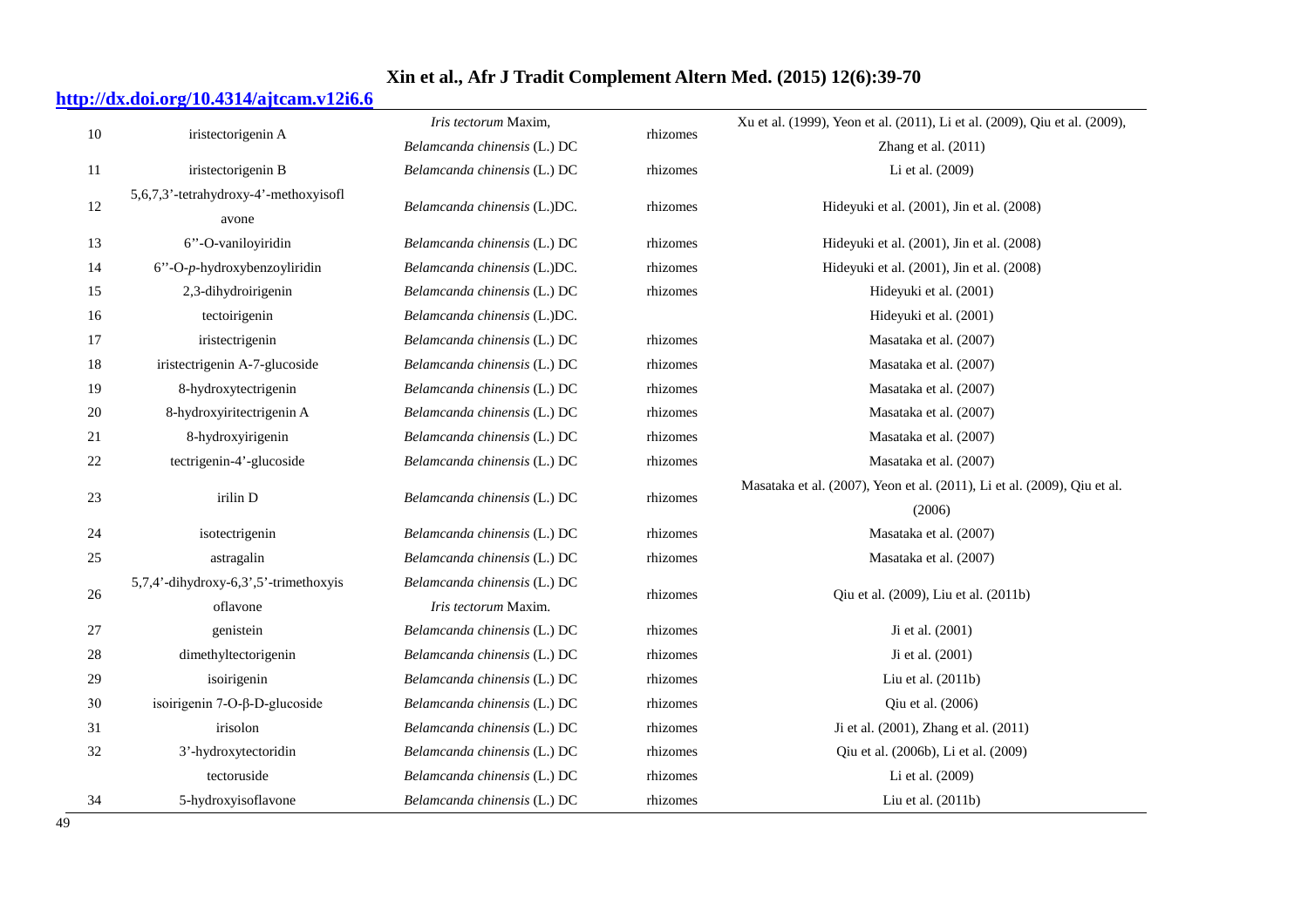| 10 | iristectorigenin A | *Iris tectorum* Maxim, *Belamcanda chinensis* (L.) DC | rhizomes | Xu et al. (1999), Yeon et al. (2011), Li et al. (2009), Qiu et al. (2009), Zhang et al. (2011) |
|---|---|---|---|---|
| 11 | iristectorigenin B | *Belamcanda chinensis* (L.) DC | rhizomes | Li et al. (2009) |
| 12 | 5,6,7,3'-tetrahydroxy-4'-methoxyisoflavone | *Belamcanda chinensis* (L.)DC. | rhizomes | Hideyuki et al. (2001), Jin et al. (2008) |
| 13 | 6''-O-vaniloyiridin | *Belamcanda chinensis* (L.) DC | rhizomes | Hideyuki et al. (2001), Jin et al. (2008) |
| 14 | 6''-O-*p*-hydroxybenzoyliridin | *Belamcanda chinensis* (L.)DC. | rhizomes | Hideyuki et al. (2001), Jin et al. (2008) |
| 15 | 2,3-dihydroirigenin | *Belamcanda chinensis* (L.) DC | rhizomes | Hideyuki et al. (2001) |
| 16 | tectoirigenin | *Belamcanda chinensis* (L.)DC. | | Hideyuki et al. (2001) |
| 17 | iristectrigenin | *Belamcanda chinensis* (L.) DC | rhizomes | Masataka et al. (2007) |
| 18 | iristectrigenin A-7-glucoside | *Belamcanda chinensis* (L.) DC | rhizomes | Masataka et al. (2007) |
| 19 | 8-hydroxytectrigenin | *Belamcanda chinensis* (L.) DC | rhizomes | Masataka et al. (2007) |
| 20 | 8-hydroxyiritectrigenin A | *Belamcanda chinensis* (L.) DC | rhizomes | Masataka et al. (2007) |
| 21 | 8-hydroxyirigenin | *Belamcanda chinensis* (L.) DC | rhizomes | Masataka et al. (2007) |
| 22 | tectrigenin-4'-glucoside | *Belamcanda chinensis* (L.) DC | rhizomes | Masataka et al. (2007) |
| 23 | irilin D | *Belamcanda chinensis* (L.) DC | rhizomes | Masataka et al. (2007), Yeon et al. (2011), Li et al. (2009), Qiu et al. (2006) |
| 24 | isotectrigenin | *Belamcanda chinensis* (L.) DC | rhizomes | Masataka et al. (2007) |
| 25 | astragalin | *Belamcanda chinensis* (L.) DC | rhizomes | Masataka et al. (2007) |
| 26 | 5,7,4'-dihydroxy-6,3',5'-trimethoxyisoflavone | *Belamcanda chinensis* (L.) DC *Iris tectorum* Maxim. | rhizomes | Qiu et al. (2009), Liu et al. (2011b) |
| 27 | genistein | *Belamcanda chinensis* (L.) DC | rhizomes | Ji et al. (2001) |
| 28 | dimethyltectorigenin | *Belamcanda chinensis* (L.) DC | rhizomes | Ji et al. (2001) |
| 29 | isoirigenin | *Belamcanda chinensis* (L.) DC | rhizomes | Liu et al. (2011b) |
| 30 | isoirigenin 7-O-β-D-glucoside | *Belamcanda chinensis* (L.) DC | rhizomes | Qiu et al. (2006) |
| 31 | irisolon | *Belamcanda chinensis* (L.) DC | rhizomes | Ji et al. (2001), Zhang et al. (2011) |
| 32 | 3'-hydroxytectoridin | *Belamcanda chinensis* (L.) DC | rhizomes | Qiu et al. (2006b), Li et al. (2009) |
| | tectoruside | *Belamcanda chinensis* (L.) DC | rhizomes | Li et al. (2009) |
| 34 | 5-hydroxyisoflavone | *Belamcanda chinensis* (L.) DC | rhizomes | Liu et al. (2011b) |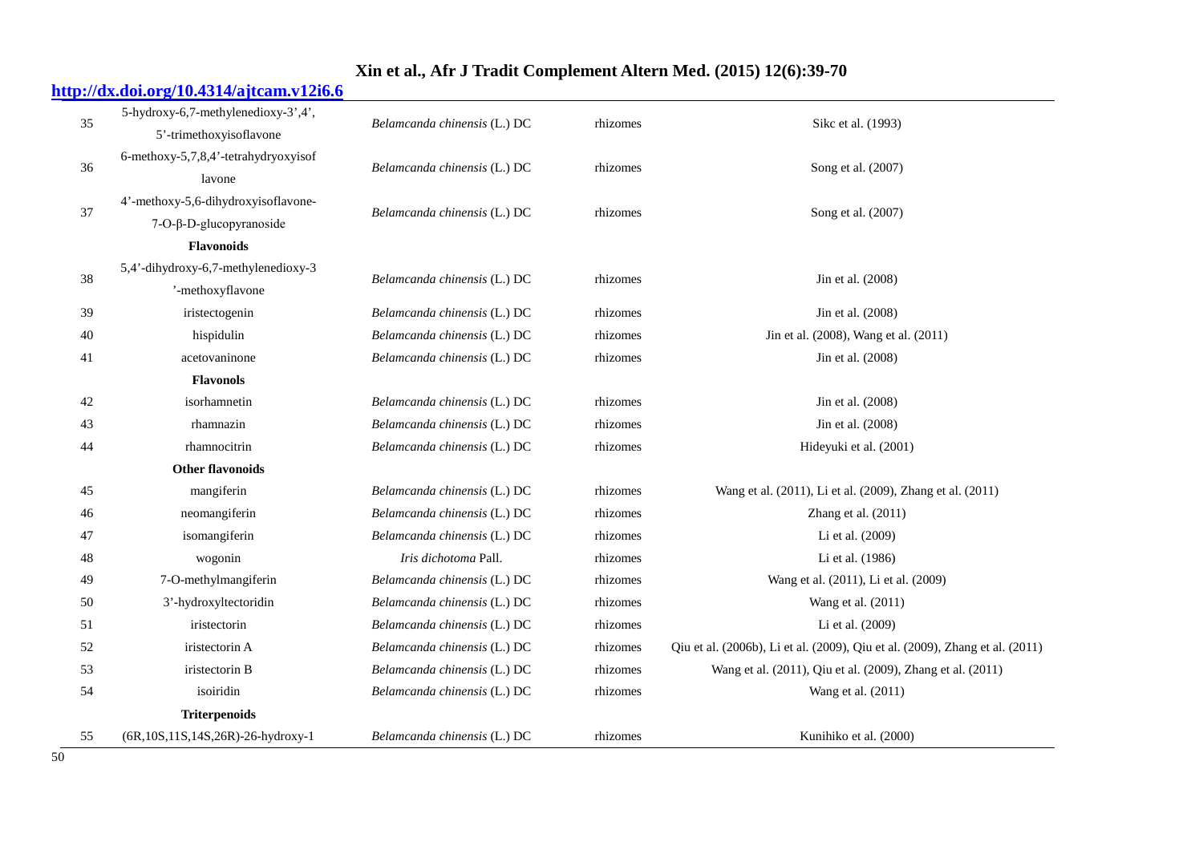| | | | | |
|---|---|---|---|---|
| 35 | 5-hydroxy-6,7-methylenedioxy-3',4',5'-trimethoxyisoflavone | *Belamcanda chinensis* (L.) DC | rhizomes | Sikc et al. (1993) |
| 36 | 6-methoxy-5,7,8,4'-tetrahydryoxyisoflavone | *Belamcanda chinensis* (L.) DC | rhizomes | Song et al. (2007) |
| 37 | 4'-methoxy-5,6-dihydroxyisoflavone-7-O-β-D-glucopyranoside | *Belamcanda chinensis* (L.) DC | rhizomes | Song et al. (2007) |
| | **Flavonoids** | | | |
| 38 | 5,4'-dihydroxy-6,7-methylenedioxy-3'-methoxyflavone | *Belamcanda chinensis* (L.) DC | rhizomes | Jin et al. (2008) |
| 39 | iristectogenin | *Belamcanda chinensis* (L.) DC | rhizomes | Jin et al. (2008) |
| 40 | hispidulin | *Belamcanda chinensis* (L.) DC | rhizomes | Jin et al. (2008), Wang et al. (2011) |
| 41 | acetovaninone | *Belamcanda chinensis* (L.) DC | rhizomes | Jin et al. (2008) |
| | **Flavonols** | | | |
| 42 | isorhamnetin | *Belamcanda chinensis* (L.) DC | rhizomes | Jin et al. (2008) |
| 43 | rhamnazin | *Belamcanda chinensis* (L.) DC | rhizomes | Jin et al. (2008) |
| 44 | rhamnocitrin | *Belamcanda chinensis* (L.) DC | rhizomes | Hideyuki et al. (2001) |
| | **Other flavonoids** | | | |
| 45 | mangiferin | *Belamcanda chinensis* (L.) DC | rhizomes | Wang et al. (2011), Li et al. (2009), Zhang et al. (2011) |
| 46 | neomangiferin | *Belamcanda chinensis* (L.) DC | rhizomes | Zhang et al. (2011) |
| 47 | isomangiferin | *Belamcanda chinensis* (L.) DC | rhizomes | Li et al. (2009) |
| 48 | wogonin | *Iris dichotoma* Pall. | rhizomes | Li et al. (1986) |
| 49 | 7-O-methylmangiferin | *Belamcanda chinensis* (L.) DC | rhizomes | Wang et al. (2011), Li et al. (2009) |
| 50 | 3'-hydroxyltectoridin | *Belamcanda chinensis* (L.) DC | rhizomes | Wang et al. (2011) |
| 51 | iristectorin | *Belamcanda chinensis* (L.) DC | rhizomes | Li et al. (2009) |
| 52 | iristectorin A | *Belamcanda chinensis* (L.) DC | rhizomes | Qiu et al. (2006b), Li et al. (2009), Qiu et al. (2009), Zhang et al. (2011) |
| 53 | iristectorin B | *Belamcanda chinensis* (L.) DC | rhizomes | Wang et al. (2011), Qiu et al. (2009), Zhang et al. (2011) |
| 54 | isoiridin | *Belamcanda chinensis* (L.) DC | rhizomes | Wang et al. (2011) |
| | **Triterpenoids** | | | |
| 55 | (6R,10S,11S,14S,26R)-26-hydroxy-1 | *Belamcanda chinensis* (L.) DC | rhizomes | Kunihiko et al. (2000) |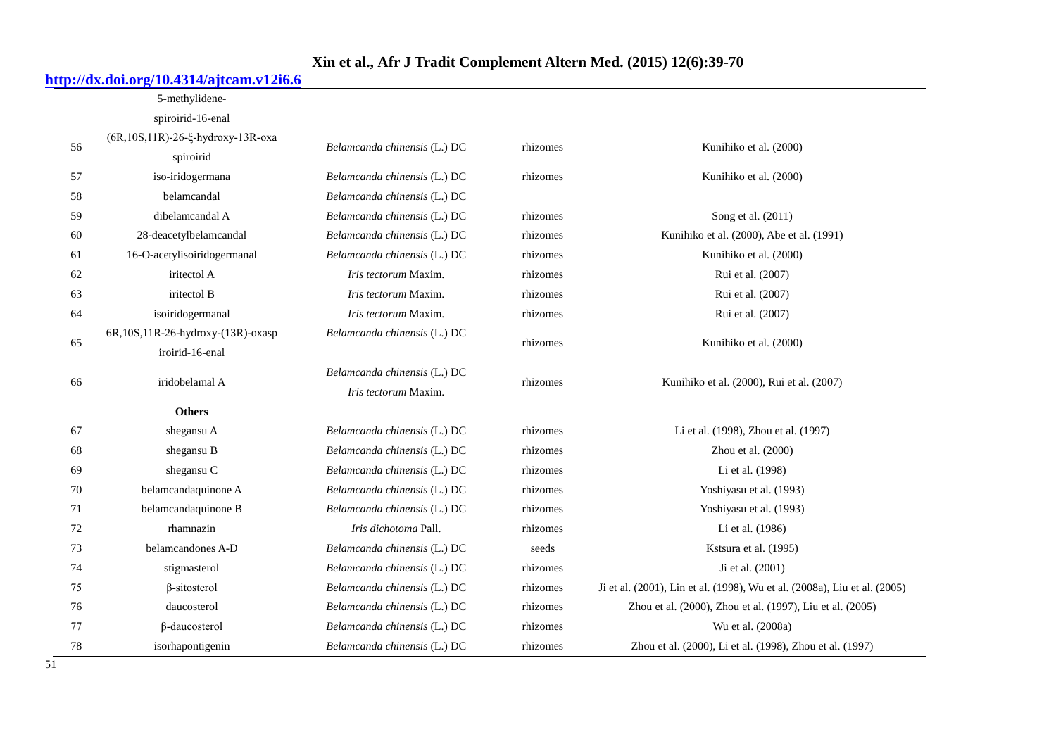|  |  |  |  |  |
|---|---|---|---|---|
|  | 5-methylidene-spiroirid-16-enal |  |  |  |
| 56 | (6R,10S,11R)-26-ξ-hydroxy-13R-oxa spiroirid | *Belamcanda chinensis* (L.) DC | rhizomes | Kunihiko et al. (2000) |
| 57 | iso-iridogermana | *Belamcanda chinensis* (L.) DC | rhizomes | Kunihiko et al. (2000) |
| 58 | belamcandal | *Belamcanda chinensis* (L.) DC |  |  |
| 59 | dibelamcandal A | *Belamcanda chinensis* (L.) DC | rhizomes | Song et al. (2011) |
| 60 | 28-deacetylbelamcandal | *Belamcanda chinensis* (L.) DC | rhizomes | Kunihiko et al. (2000), Abe et al. (1991) |
| 61 | 16-O-acetylisoiridogermanal | *Belamcanda chinensis* (L.) DC | rhizomes | Kunihiko et al. (2000) |
| 62 | iritectol A | *Iris tectorum* Maxim. | rhizomes | Rui et al. (2007) |
| 63 | iritectol B | *Iris tectorum* Maxim. | rhizomes | Rui et al. (2007) |
| 64 | isoiridogermanal | *Iris tectorum* Maxim. | rhizomes | Rui et al. (2007) |
| 65 | 6R,10S,11R-26-hydroxy-(13R)-oxasp iroirid-16-enal | *Belamcanda chinensis* (L.) DC | rhizomes | Kunihiko et al. (2000) |
| 66 | iridobelamal A | *Belamcanda chinensis* (L.) DC *Iris tectorum* Maxim. | rhizomes | Kunihiko et al. (2000), Rui et al. (2007) |
|  | **Others** |  |  |  |
| 67 | shegansu A | *Belamcanda chinensis* (L.) DC | rhizomes | Li et al. (1998), Zhou et al. (1997) |
| 68 | shegansu B | *Belamcanda chinensis* (L.) DC | rhizomes | Zhou et al. (2000) |
| 69 | shegansu C | *Belamcanda chinensis* (L.) DC | rhizomes | Li et al. (1998) |
| 70 | belamcandaquinone A | *Belamcanda chinensis* (L.) DC | rhizomes | Yoshiyasu et al. (1993) |
| 71 | belamcandaquinone B | *Belamcanda chinensis* (L.) DC | rhizomes | Yoshiyasu et al. (1993) |
| 72 | rhamnazin | *Iris dichotoma* Pall. | rhizomes | Li et al. (1986) |
| 73 | belamcandones A-D | *Belamcanda chinensis* (L.) DC | seeds | Kstsura et al. (1995) |
| 74 | stigmasterol | *Belamcanda chinensis* (L.) DC | rhizomes | Ji et al. (2001) |
| 75 | β-sitosterol | *Belamcanda chinensis* (L.) DC | rhizomes | Ji et al. (2001), Lin et al. (1998), Wu et al. (2008a), Liu et al. (2005) |
| 76 | daucosterol | *Belamcanda chinensis* (L.) DC | rhizomes | Zhou et al. (2000), Zhou et al. (1997), Liu et al. (2005) |
| 77 | β-daucosterol | *Belamcanda chinensis* (L.) DC | rhizomes | Wu et al. (2008a) |
| 78 | isorhapontigenin | *Belamcanda chinensis* (L.) DC | rhizomes | Zhou et al. (2000), Li et al. (1998), Zhou et al. (1997) |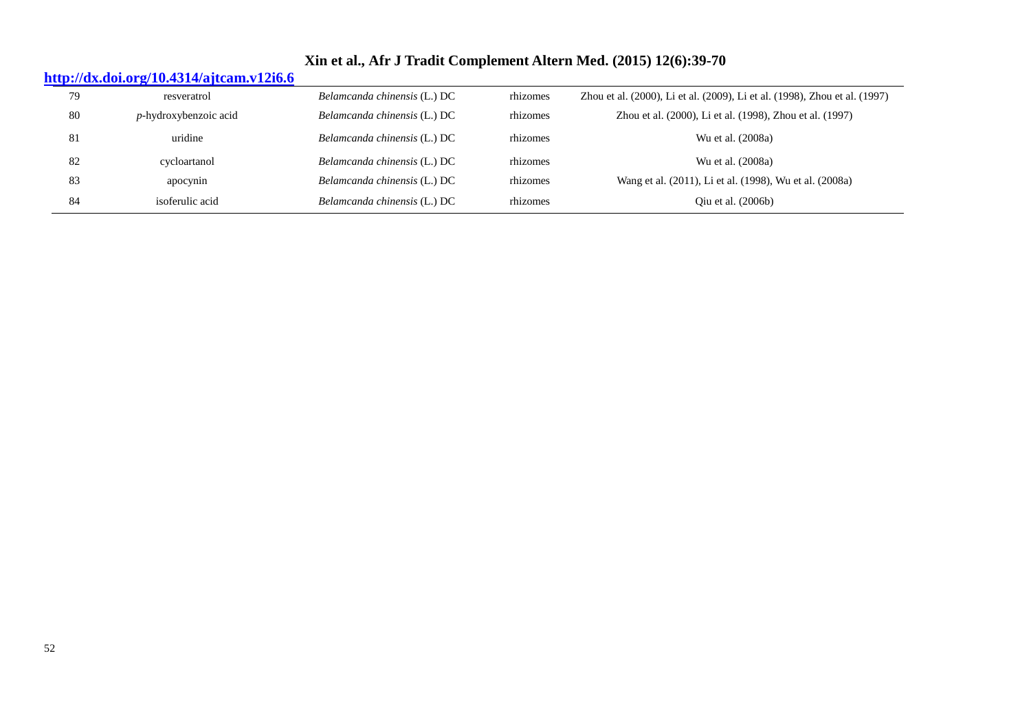| 79 | resveratrol | *Belamcanda chinensis* (L.) DC | rhizomes | Zhou et al. (2000), Li et al. (2009), Li et al. (1998), Zhou et al. (1997) |
|---|---|---|---|---|
| 80 | *p*-hydroxybenzoic acid | *Belamcanda chinensis* (L.) DC | rhizomes | Zhou et al. (2000), Li et al. (1998), Zhou et al. (1997) |
| 81 | uridine | *Belamcanda chinensis* (L.) DC | rhizomes | Wu et al. (2008a) |
| 82 | cycloartanol | *Belamcanda chinensis* (L.) DC | rhizomes | Wu et al. (2008a) |
| 83 | apocynin | *Belamcanda chinensis* (L.) DC | rhizomes | Wang et al. (2011), Li et al. (1998), Wu et al. (2008a) |
| 84 | isoferulic acid | *Belamcanda chinensis* (L.) DC | rhizomes | Qiu et al. (2006b) |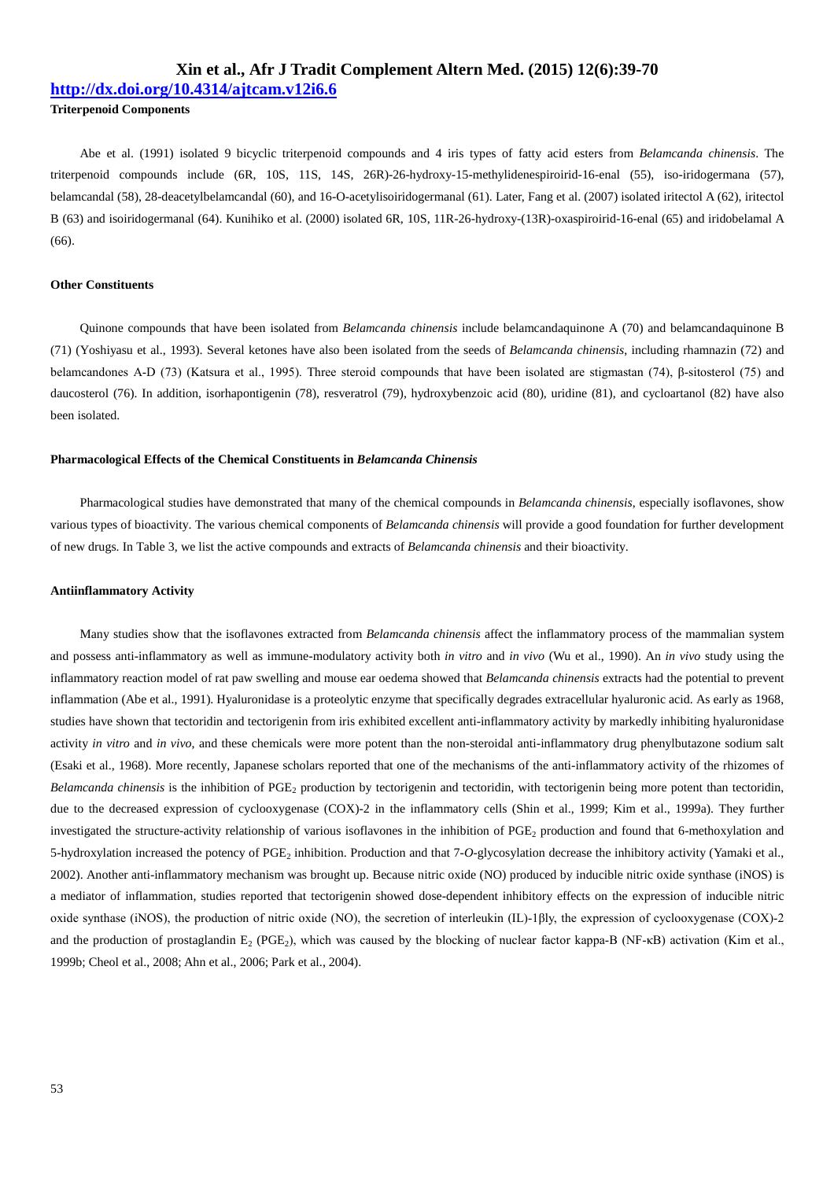**Triterpenoid Components**

Abe et al. (1991) isolated 9 bicyclic triterpenoid compounds and 4 iris types of fatty acid esters from *Belamcanda chinensis*. The triterpenoid compounds include (6R, 10S, 11S, 14S, 26R)-26-hydroxy-15-methylidenespiroirid-16-enal (55), iso-iridogermana (57), belamcandal (58), 28-deacetylbelamcandal (60), and 16-O-acetylisoiridogermanal (61). Later, Fang et al. (2007) isolated iritectol A (62), iritectol B (63) and isoiridogermanal (64). Kunihiko et al. (2000) isolated 6R, 10S, 11R-26-hydroxy-(13R)-oxaspiroirid-16-enal (65) and iridobelamal A (66).

**Other Constituents**

Quinone compounds that have been isolated from *Belamcanda chinensis* include belamcandaquinone A (70) and belamcandaquinone B (71) (Yoshiyasu et al., 1993). Several ketones have also been isolated from the seeds of *Belamcanda chinensis*, including rhamnazin (72) and belamcandones A-D (73) (Katsura et al., 1995). Three steroid compounds that have been isolated are stigmastan (74), β-sitosterol (75) and daucosterol (76). In addition, isorhapontigenin (78), resveratrol (79), hydroxybenzoic acid (80), uridine (81), and cycloartanol (82) have also been isolated.

**Pharmacological Effects of the Chemical Constituents in *Belamcanda Chinensis***

Pharmacological studies have demonstrated that many of the chemical compounds in *Belamcanda chinensis*, especially isoflavones, show various types of bioactivity. The various chemical components of *Belamcanda chinensis* will provide a good foundation for further development of new drugs. In Table 3, we list the active compounds and extracts of *Belamcanda chinensis* and their bioactivity.

**Antiinflammatory Activity**

Many studies show that the isoflavones extracted from *Belamcanda chinensis* affect the inflammatory process of the mammalian system and possess anti-inflammatory as well as immune-modulatory activity both *in vitro* and *in vivo* (Wu et al., 1990). An *in vivo* study using the inflammatory reaction model of rat paw swelling and mouse ear oedema showed that *Belamcanda chinensis* extracts had the potential to prevent inflammation (Abe et al., 1991). Hyaluronidase is a proteolytic enzyme that specifically degrades extracellular hyaluronic acid. As early as 1968, studies have shown that tectoridin and tectorigenin from iris exhibited excellent anti-inflammatory activity by markedly inhibiting hyaluronidase activity *in vitro* and *in vivo*, and these chemicals were more potent than the non-steroidal anti-inflammatory drug phenylbutazone sodium salt (Esaki et al., 1968). More recently, Japanese scholars reported that one of the mechanisms of the anti-inflammatory activity of the rhizomes of *Belamcanda chinensis* is the inhibition of $PGE_2$ production by tectorigenin and tectoridin, with tectorigenin being more potent than tectoridin, due to the decreased expression of cyclooxygenase (COX)-2 in the inflammatory cells (Shin et al., 1999; Kim et al., 1999a). They further investigated the structure-activity relationship of various isoflavones in the inhibition of $PGE_2$ production and found that 6-methoxylation and 5-hydroxylation increased the potency of $PGE_2$ inhibition. Production and that 7-*O*-glycosylation decrease the inhibitory activity (Yamaki et al., 2002). Another anti-inflammatory mechanism was brought up. Because nitric oxide (NO) produced by inducible nitric oxide synthase (iNOS) is a mediator of inflammation, studies reported that tectorigenin showed dose-dependent inhibitory effects on the expression of inducible nitric oxide synthase (iNOS), the production of nitric oxide (NO), the secretion of interleukin (IL)-1βly, the expression of cyclooxygenase (COX)-2 and the production of prostaglandin $E_2$ ($PGE_2$), which was caused by the blocking of nuclear factor kappa-B (NF-κB) activation (Kim et al., 1999b; Cheol et al., 2008; Ahn et al., 2006; Park et al., 2004).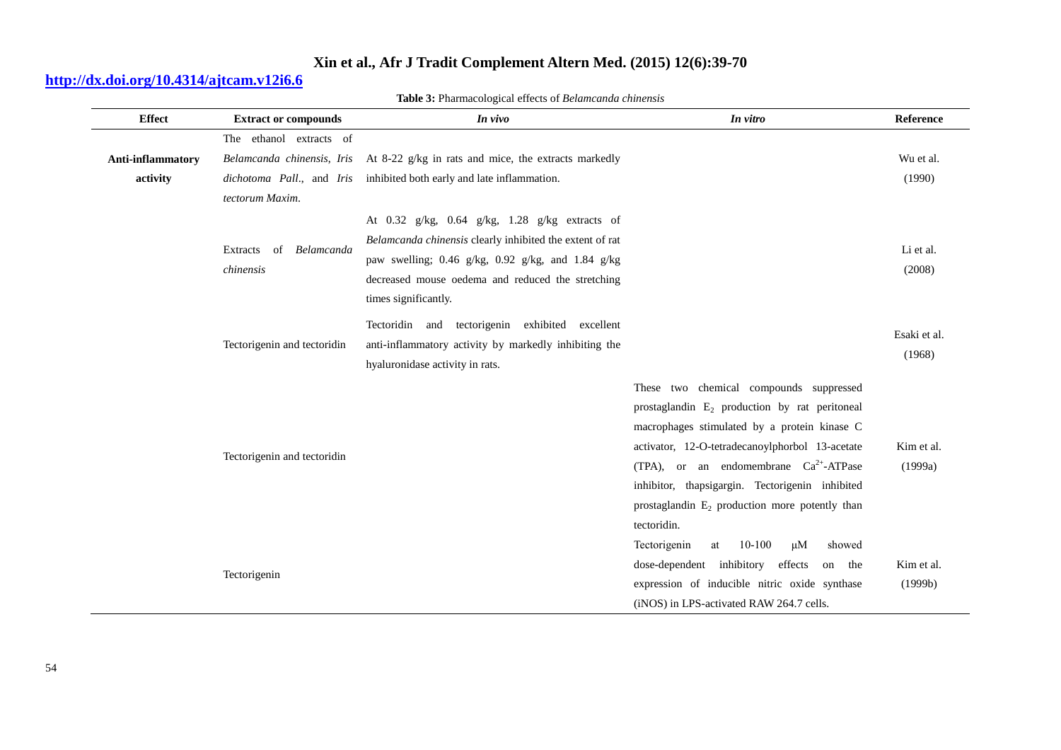**Table 3:** Pharmacological effects of *Belamcanda chinensis*

| Effect | Extract or compounds | *In vivo* | *In vitro* | Reference |
|---|---|---|---|---|
| **Anti-inflammatory activity** | The ethanol extracts of *Belamcanda chinensis*, *Iris dichotoma Pall*., and *Iris tectorum Maxim*. | At 8-22 g/kg in rats and mice, the extracts markedly inhibited both early and late inflammation. | | Wu et al. (1990) |
| | Extracts of *Belamcanda chinensis* | At 0.32 g/kg, 0.64 g/kg, 1.28 g/kg extracts of *Belamcanda chinensis* clearly inhibited the extent of rat paw swelling; 0.46 g/kg, 0.92 g/kg, and 1.84 g/kg decreased mouse oedema and reduced the stretching times significantly. | | Li et al. (2008) |
| | Tectorigenin and tectoridin | Tectoridin and tectorigenin exhibited excellent anti-inflammatory activity by markedly inhibiting the hyaluronidase activity in rats. | | Esaki et al. (1968) |
| | Tectorigenin and tectoridin | | These two chemical compounds suppressed prostaglandin $E_2$ production by rat peritoneal macrophages stimulated by a protein kinase C activator, 12-O-tetradecanoylphorbol 13-acetate (TPA), or an endomembrane $Ca^{2+}$-ATPase inhibitor, thapsigargin. Tectorigenin inhibited prostaglandin $E_2$ production more potently than tectoridin. | Kim et al. (1999a) |
| | Tectorigenin | | Tectorigenin at 10-100 μM showed dose-dependent inhibitory effects on the expression of inducible nitric oxide synthase (iNOS) in LPS-activated RAW 264.7 cells. | Kim et al. (1999b) |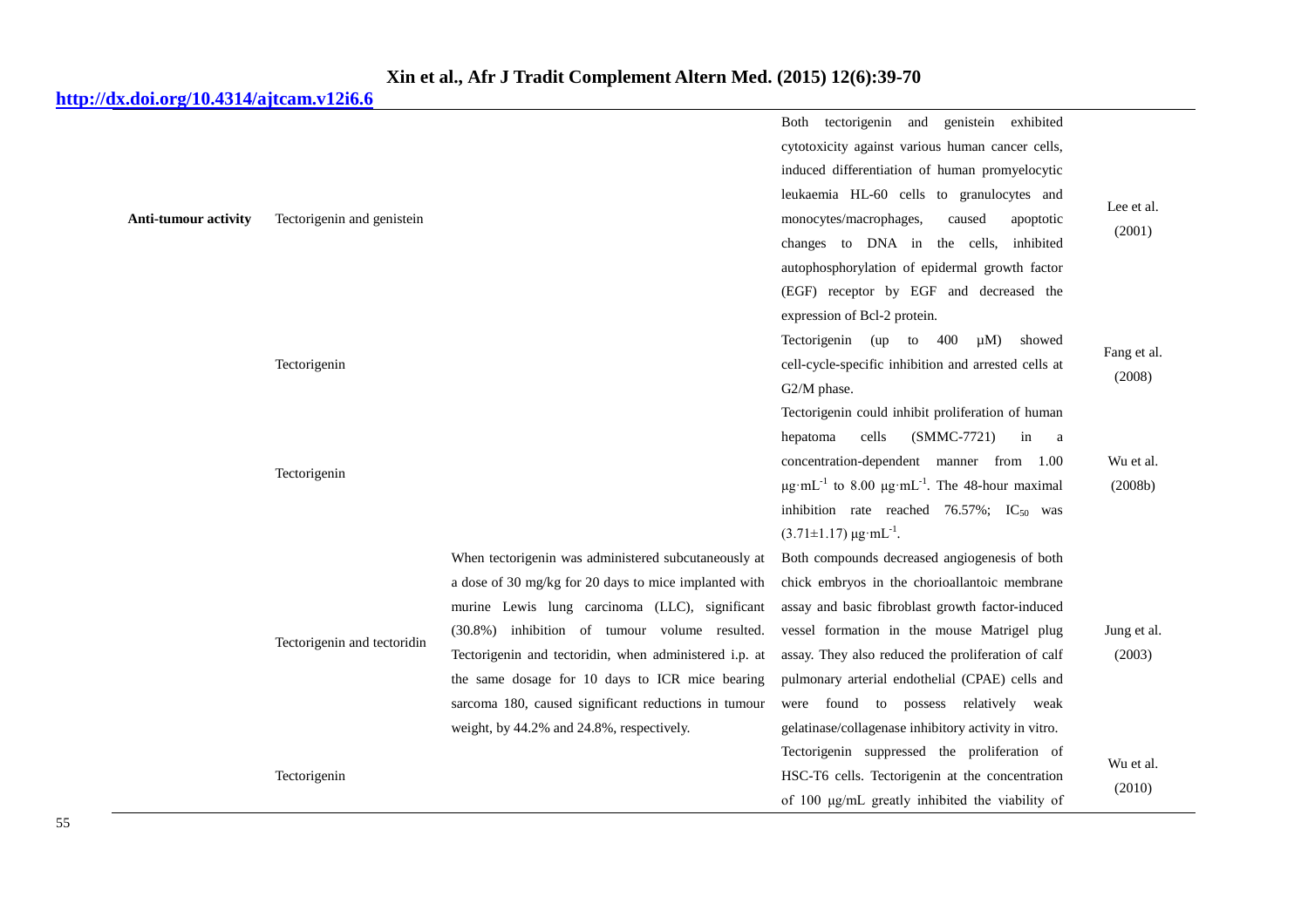| | | | | |
|---|---|---|---|---|
| **Anti-tumour activity** | Tectorigenin and genistein | | Both tectorigenin and genistein exhibited cytotoxicity against various human cancer cells, induced differentiation of human promyelocytic leukaemia HL-60 cells to granulocytes and monocytes/macrophages, caused apoptotic changes to DNA in the cells, inhibited autophosphorylation of epidermal growth factor (EGF) receptor by EGF and decreased the expression of Bcl-2 protein. | Lee et al. (2001) |
| | Tectorigenin | | Tectorigenin (up to 400 μM) showed cell-cycle-specific inhibition and arrested cells at G2/M phase. | Fang et al. (2008) |
| | Tectorigenin | | Tectorigenin could inhibit proliferation of human hepatoma cells (SMMC-7721) in a concentration-dependent manner from 1.00 $\mu g \cdot mL^{-1}$ to 8.00 $\mu g \cdot mL^{-1}$. The 48-hour maximal inhibition rate reached 76.57%; $IC_{50}$ was $(3.71 \pm 1.17)$ $\mu g \cdot mL^{-1}$. | Wu et al. (2008b) |
| | Tectorigenin and tectoridin | When tectorigenin was administered subcutaneously at a dose of 30 mg/kg for 20 days to mice implanted with murine Lewis lung carcinoma (LLC), significant (30.8%) inhibition of tumour volume resulted. Tectorigenin and tectoridin, when administered i.p. at the same dosage for 10 days to ICR mice bearing sarcoma 180, caused significant reductions in tumour weight, by 44.2% and 24.8%, respectively. | Both compounds decreased angiogenesis of both chick embryos in the chorioallantoic membrane assay and basic fibroblast growth factor-induced vessel formation in the mouse Matrigel plug assay. They also reduced the proliferation of calf pulmonary arterial endothelial (CPAE) cells and were found to possess relatively weak gelatinase/collagenase inhibitory activity in vitro. | Jung et al. (2003) |
| | Tectorigenin | | Tectorigenin suppressed the proliferation of HSC-T6 cells. Tectorigenin at the concentration of 100 μg/mL greatly inhibited the viability of | Wu et al. (2010) |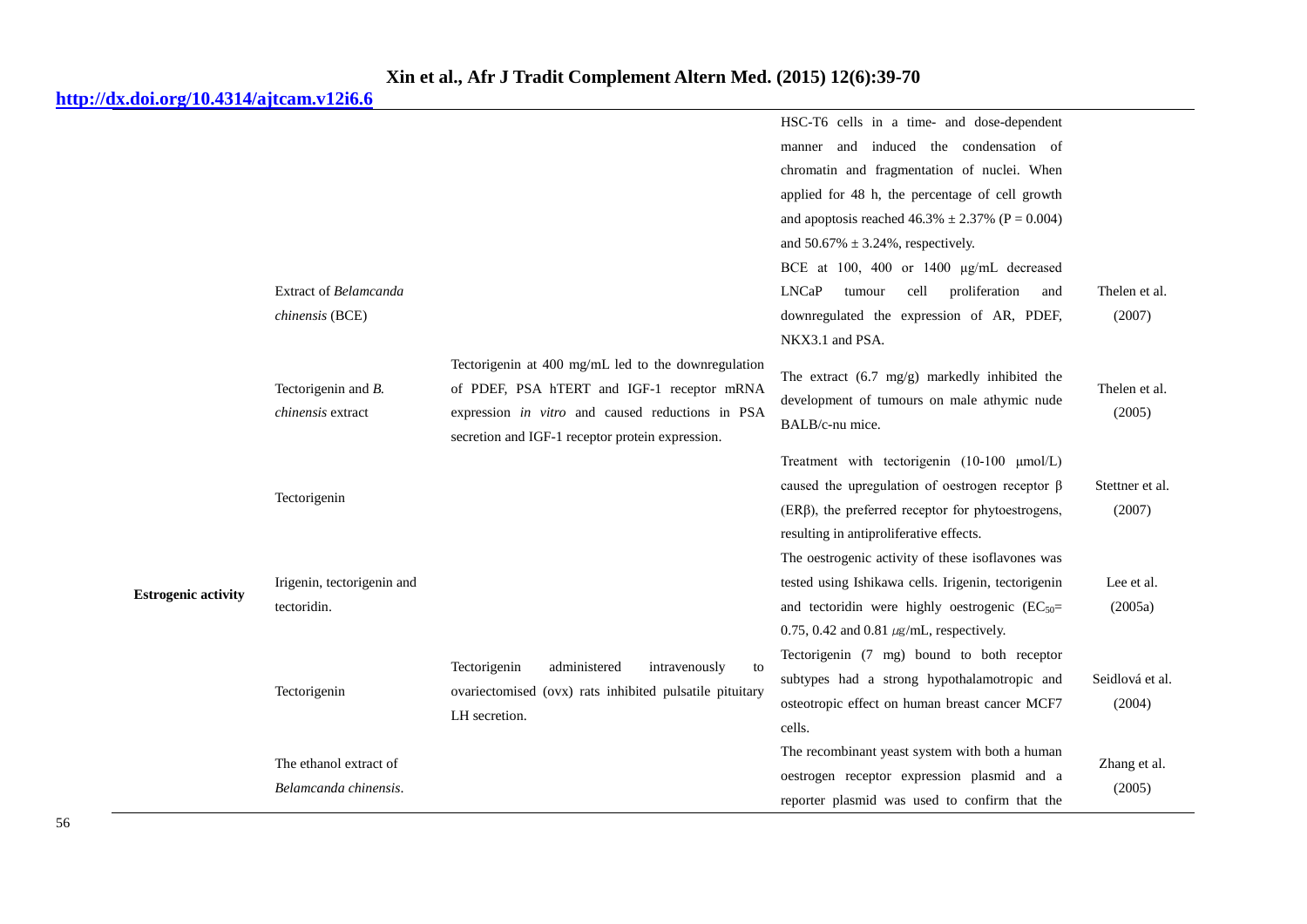| | | | | |
|---|---|---|---|---|
| | | | HSC-T6 cells in a time- and dose-dependent manner and induced the condensation of chromatin and fragmentation of nuclei. When applied for 48 h, the percentage of cell growth and apoptosis reached 46.3% ± 2.37% (P = 0.004) and 50.67% ± 3.24%, respectively. | |
| | Extract of *Belamcanda chinensis* (BCE) | | BCE at 100, 400 or 1400 µg/mL decreased LNCaP tumour cell proliferation and downregulated the expression of AR, PDEF, NKX3.1 and PSA. | Thelen et al. (2007) |
| | Tectorigenin and *B. chinensis* extract | Tectorigenin at 400 mg/mL led to the downregulation of PDEF, PSA hTERT and IGF-1 receptor mRNA expression *in vitro* and caused reductions in PSA secretion and IGF-1 receptor protein expression. | The extract (6.7 mg/g) markedly inhibited the development of tumours on male athymic nude BALB/c-nu mice. | Thelen et al. (2005) |
| | Tectorigenin | | Treatment with tectorigenin (10-100 µmol/L) caused the upregulation of oestrogen receptor β (ERβ), the preferred receptor for phytoestrogens, resulting in antiproliferative effects. | Stettner et al. (2007) |
| **Estrogenic activity** | Irigenin, tectorigenin and tectoridin. | | The oestrogenic activity of these isoflavones was tested using Ishikawa cells. Irigenin, tectorigenin and tectoridin were highly oestrogenic ($EC_{50}$= 0.75, 0.42 and 0.81 µg/mL, respectively. | Lee et al. (2005a) |
| | Tectorigenin | Tectorigenin administered intravenously to ovariectomised (ovx) rats inhibited pulsatile pituitary LH secretion. | Tectorigenin (7 mg) bound to both receptor subtypes had a strong hypothalamotropic and osteotropic effect on human breast cancer MCF7 cells. | Seidlová et al. (2004) |
| | The ethanol extract of *Belamcanda chinensis*. | | The recombinant yeast system with both a human oestrogen receptor expression plasmid and a reporter plasmid was used to confirm that the | Zhang et al. (2005) |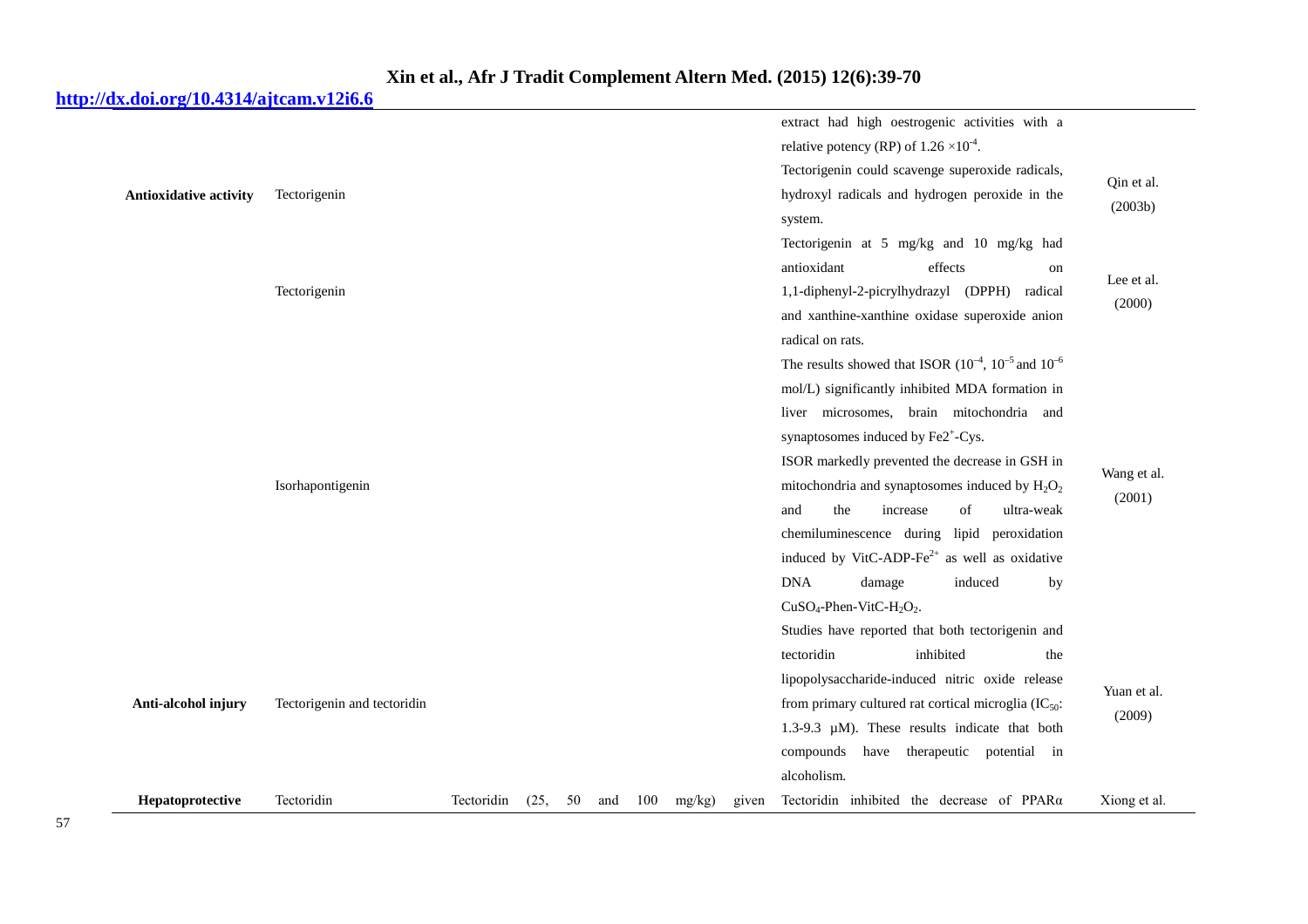| | | | | |
|---|---|---|---|---|
| | | | extract had high oestrogenic activities with a relative potency (RP) of $1.26 \times 10^{-4}$. | |
| **Antioxidative activity** | Tectorigenin | | Tectorigenin could scavenge superoxide radicals, hydroxyl radicals and hydrogen peroxide in the system. | Qin et al. (2003b) |
| | Tectorigenin | | Tectorigenin at 5 mg/kg and 10 mg/kg had antioxidant effects on 1,1-diphenyl-2-picrylhydrazyl (DPPH) radical and xanthine-xanthine oxidase superoxide anion radical on rats. | Lee et al. (2000) |
| | Isorhapontigenin | | The results showed that ISOR ($10^{-4}$, $10^{-5}$ and $10^{-6}$ mol/L) significantly inhibited MDA formation in liver microsomes, brain mitochondria and synaptosomes induced by $Fe2^{+}$-Cys. ISOR markedly prevented the decrease in GSH in mitochondria and synaptosomes induced by $H_2O_2$ and the increase of ultra-weak chemiluminescence during lipid peroxidation induced by VitC-ADP-$Fe^{2+}$ as well as oxidative DNA damage induced by $CuSO_4$-Phen-VitC-$H_2O_2$. | Wang et al. (2001) |
| **Anti-alcohol injury** | Tectorigenin and tectoridin | | Studies have reported that both tectorigenin and tectoridin inhibited the lipopolysaccharide-induced nitric oxide release from primary cultured rat cortical microglia ($IC_{50}$: 1.3-9.3 μM). These results indicate that both compounds have therapeutic potential in alcoholism. | Yuan et al. (2009) |
| **Hepatoprotective** | Tectoridin | Tectoridin (25, 50 and 100 mg/kg) given | Tectoridin inhibited the decrease of PPARα | Xiong et al. |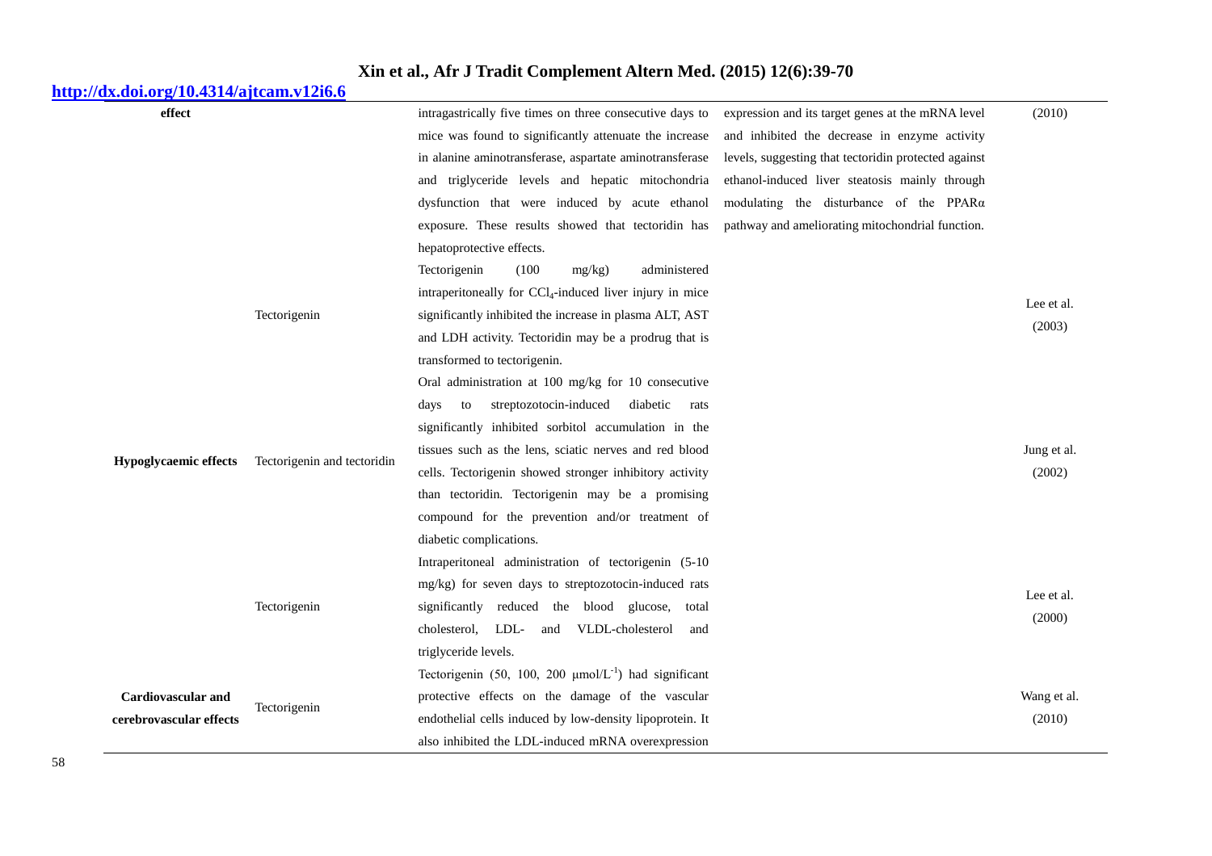| | | | | |
|---|---|---|---|---|
| effect | | intragastrically five times on three consecutive days to mice was found to significantly attenuate the increase in alanine aminotransferase, aspartate aminotransferase and triglyceride levels and hepatic mitochondria dysfunction that were induced by acute ethanol exposure. These results showed that tectoridin has hepatoprotective effects. | expression and its target genes at the mRNA level and inhibited the decrease in enzyme activity levels, suggesting that tectoridin protected against ethanol-induced liver steatosis mainly through modulating the disturbance of the PPARα pathway and ameliorating mitochondrial function. | (2010) |
| | Tectorigenin | Tectorigenin (100 mg/kg) administered intraperitoneally for $CCl_4$-induced liver injury in mice significantly inhibited the increase in plasma ALT, AST and LDH activity. Tectoridin may be a prodrug that is transformed to tectorigenin. | | Lee et al. (2003) |
| **Hypoglycaemic effects** | Tectorigenin and tectoridin | Oral administration at 100 mg/kg for 10 consecutive days to streptozotocin-induced diabetic rats significantly inhibited sorbitol accumulation in the tissues such as the lens, sciatic nerves and red blood cells. Tectorigenin showed stronger inhibitory activity than tectoridin. Tectorigenin may be a promising compound for the prevention and/or treatment of diabetic complications. | | Jung et al. (2002) |
| | Tectorigenin | Intraperitoneal administration of tectorigenin (5-10 mg/kg) for seven days to streptozotocin-induced rats significantly reduced the blood glucose, total cholesterol, LDL- and VLDL-cholesterol and triglyceride levels. | | Lee et al. (2000) |
| **Cardiovascular and cerebrovascular effects** | Tectorigenin | Tectorigenin (50, 100, 200 $\mu mol/L^{-1}$) had significant protective effects on the damage of the vascular endothelial cells induced by low-density lipoprotein. It also inhibited the LDL-induced mRNA overexpression | | Wang et al. (2010) |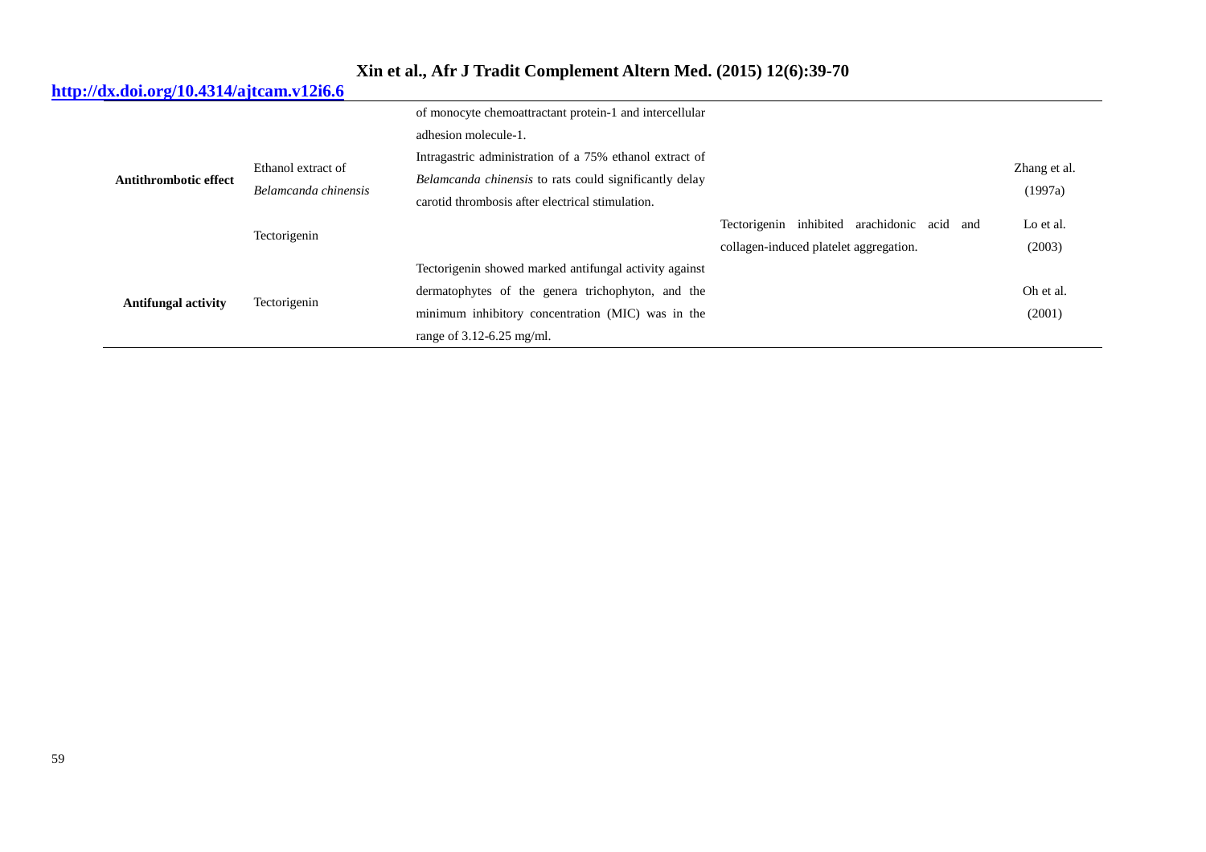| | | | | |
|---|---|---|---|---|
| | | of monocyte chemoattractant protein-1 and intercellular adhesion molecule-1. | | |
| **Antithrombotic effect** | Ethanol extract of *Belamcanda chinensis* | Intragastric administration of a 75% ethanol extract of *Belamcanda chinensis* to rats could significantly delay carotid thrombosis after electrical stimulation. | | Zhang et al. (1997a) |
| | Tectorigenin | | Tectorigenin inhibited arachidonic acid and collagen-induced platelet aggregation. | Lo et al. (2003) |
| **Antifungal activity** | Tectorigenin | Tectorigenin showed marked antifungal activity against dermatophytes of the genera trichophyton, and the minimum inhibitory concentration (MIC) was in the range of 3.12-6.25 mg/ml. | | Oh et al. (2001) |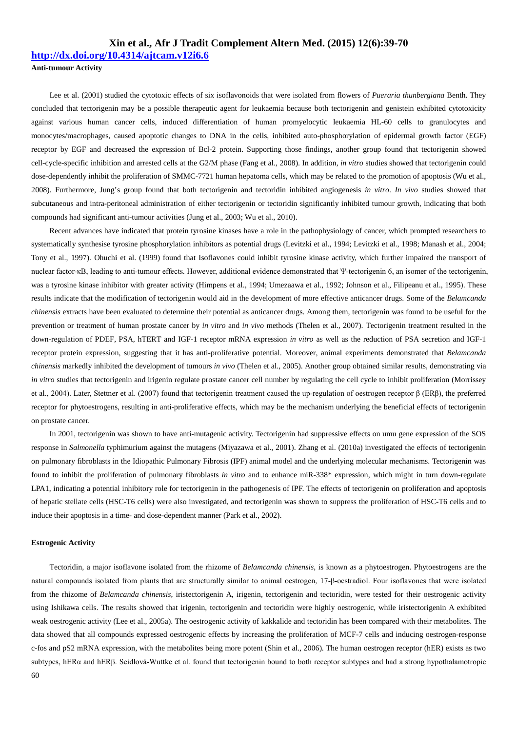**Anti-tumour Activity**

Lee et al. (2001) studied the cytotoxic effects of six isoflavonoids that were isolated from flowers of *Pueraria thunbergiana* Benth. They concluded that tectorigenin may be a possible therapeutic agent for leukaemia because both tectorigenin and genistein exhibited cytotoxicity against various human cancer cells, induced differentiation of human promyelocytic leukaemia HL-60 cells to granulocytes and monocytes/macrophages, caused apoptotic changes to DNA in the cells, inhibited auto-phosphorylation of epidermal growth factor (EGF) receptor by EGF and decreased the expression of Bcl-2 protein. Supporting those findings, another group found that tectorigenin showed cell-cycle-specific inhibition and arrested cells at the G2/M phase (Fang et al., 2008). In addition, *in vitro* studies showed that tectorigenin could dose-dependently inhibit the proliferation of SMMC-7721 human hepatoma cells, which may be related to the promotion of apoptosis (Wu et al., 2008). Furthermore, Jung's group found that both tectorigenin and tectoridin inhibited angiogenesis *in vitro*. *In vivo* studies showed that subcutaneous and intra-peritoneal administration of either tectorigenin or tectoridin significantly inhibited tumour growth, indicating that both compounds had significant anti-tumour activities (Jung et al., 2003; Wu et al., 2010).

Recent advances have indicated that protein tyrosine kinases have a role in the pathophysiology of cancer, which prompted researchers to systematically synthesise tyrosine phosphorylation inhibitors as potential drugs (Levitzki et al., 1994; Levitzki et al., 1998; Manash et al., 2004; Tony et al., 1997). Ohuchi et al. (1999) found that Isoflavones could inhibit tyrosine kinase activity, which further impaired the transport of nuclear factor-κB, leading to anti-tumour effects. However, additional evidence demonstrated that Ψ-tectorigenin 6, an isomer of the tectorigenin, was a tyrosine kinase inhibitor with greater activity (Himpens et al., 1994; Umezaawa et al., 1992; Johnson et al., Filipeanu et al., 1995). These results indicate that the modification of tectorigenin would aid in the development of more effective anticancer drugs. Some of the *Belamcanda chinensis* extracts have been evaluated to determine their potential as anticancer drugs. Among them, tectorigenin was found to be useful for the prevention or treatment of human prostate cancer by *in vitro* and *in vivo* methods (Thelen et al., 2007). Tectorigenin treatment resulted in the down-regulation of PDEF, PSA, hTERT and IGF-1 receptor mRNA expression *in vitro* as well as the reduction of PSA secretion and IGF-1 receptor protein expression, suggesting that it has anti-proliferative potential. Moreover, animal experiments demonstrated that *Belamcanda chinensis* markedly inhibited the development of tumours *in vivo* (Thelen et al., 2005). Another group obtained similar results, demonstrating via *in vitro* studies that tectorigenin and irigenin regulate prostate cancer cell number by regulating the cell cycle to inhibit proliferation (Morrissey et al., 2004). Later, Stettner et al. (2007) found that tectorigenin treatment caused the up-regulation of oestrogen receptor β (ERβ), the preferred receptor for phytoestrogens, resulting in anti-proliferative effects, which may be the mechanism underlying the beneficial effects of tectorigenin on prostate cancer.

In 2001, tectorigenin was shown to have anti-mutagenic activity. Tectorigenin had suppressive effects on umu gene expression of the SOS response in *Salmonella* typhimurium against the mutagens (Miyazawa et al., 2001). Zhang et al. (2010a) investigated the effects of tectorigenin on pulmonary fibroblasts in the Idiopathic Pulmonary Fibrosis (IPF) animal model and the underlying molecular mechanisms. Tectorigenin was found to inhibit the proliferation of pulmonary fibroblasts *in vitro* and to enhance miR-338* expression, which might in turn down-regulate LPA1, indicating a potential inhibitory role for tectorigenin in the pathogenesis of IPF. The effects of tectorigenin on proliferation and apoptosis of hepatic stellate cells (HSC-T6 cells) were also investigated, and tectorigenin was shown to suppress the proliferation of HSC-T6 cells and to induce their apoptosis in a time- and dose-dependent manner (Park et al., 2002).

**Estrogenic Activity**

Tectoridin, a major isoflavone isolated from the rhizome of *Belamcanda chinensis*, is known as a phytoestrogen. Phytoestrogens are the natural compounds isolated from plants that are structurally similar to animal oestrogen, 17-β-oestradiol. Four isoflavones that were isolated from the rhizome of *Belamcanda chinensis*, iristectorigenin A, irigenin, tectorigenin and tectoridin, were tested for their oestrogenic activity using Ishikawa cells. The results showed that irigenin, tectorigenin and tectoridin were highly oestrogenic, while iristectorigenin A exhibited weak oestrogenic activity (Lee et al., 2005a). The oestrogenic activity of kakkalide and tectoridin has been compared with their metabolites. The data showed that all compounds expressed oestrogenic effects by increasing the proliferation of MCF-7 cells and inducing oestrogen-response c-fos and pS2 mRNA expression, with the metabolites being more potent (Shin et al., 2006). The human oestrogen receptor (hER) exists as two subtypes, hERα and hERβ. Seidlová-Wuttke et al. found that tectorigenin bound to both receptor subtypes and had a strong hypothalamotropic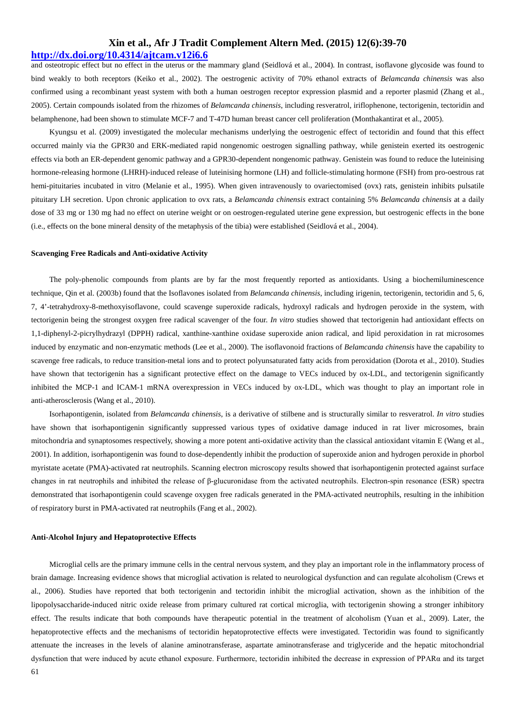and osteotropic effect but no effect in the uterus or the mammary gland (Seidlová et al., 2004). In contrast, isoflavone glycoside was found to bind weakly to both receptors (Keiko et al., 2002). The oestrogenic activity of 70% ethanol extracts of *Belamcanda chinensis* was also confirmed using a recombinant yeast system with both a human oestrogen receptor expression plasmid and a reporter plasmid (Zhang et al., 2005). Certain compounds isolated from the rhizomes of *Belamcanda chinensis*, including resveratrol, iriflophenone, tectorigenin, tectoridin and belamphenone, had been shown to stimulate MCF-7 and T-47D human breast cancer cell proliferation (Monthakantirat et al., 2005).

Kyungsu et al. (2009) investigated the molecular mechanisms underlying the oestrogenic effect of tectoridin and found that this effect occurred mainly via the GPR30 and ERK-mediated rapid nongenomic oestrogen signalling pathway, while genistein exerted its oestrogenic effects via both an ER-dependent genomic pathway and a GPR30-dependent nongenomic pathway. Genistein was found to reduce the luteinising hormone-releasing hormone (LHRH)-induced release of luteinising hormone (LH) and follicle-stimulating hormone (FSH) from pro-oestrous rat hemi-pituitaries incubated in vitro (Melanie et al., 1995). When given intravenously to ovariectomised (ovx) rats, genistein inhibits pulsatile pituitary LH secretion. Upon chronic application to ovx rats, a *Belamcanda chinensis* extract containing 5% *Belamcanda chinensis* at a daily dose of 33 mg or 130 mg had no effect on uterine weight or on oestrogen-regulated uterine gene expression, but oestrogenic effects in the bone (i.e., effects on the bone mineral density of the metaphysis of the tibia) were established (Seidlová et al., 2004).

**Scavenging Free Radicals and Anti-oxidative Activity**

The poly-phenolic compounds from plants are by far the most frequently reported as antioxidants. Using a biochemiluminescence technique, Qin et al. (2003b) found that the Isoflavones isolated from *Belamcanda chinensis*, including irigenin, tectorigenin, tectoridin and 5, 6, 7, 4'-tetrahydroxy-8-methoxyisoflavone, could scavenge superoxide radicals, hydroxyl radicals and hydrogen peroxide in the system, with tectorigenin being the strongest oxygen free radical scavenger of the four. *In vitro* studies showed that tectorigenin had antioxidant effects on 1,1-diphenyl-2-picrylhydrazyl (DPPH) radical, xanthine-xanthine oxidase superoxide anion radical, and lipid peroxidation in rat microsomes induced by enzymatic and non-enzymatic methods (Lee et al., 2000). The isoflavonoid fractions of *Belamcanda chinensis* have the capability to scavenge free radicals, to reduce transition-metal ions and to protect polyunsaturated fatty acids from peroxidation (Dorota et al., 2010). Studies have shown that tectorigenin has a significant protective effect on the damage to VECs induced by ox-LDL, and tectorigenin significantly inhibited the MCP-1 and ICAM-1 mRNA overexpression in VECs induced by ox-LDL, which was thought to play an important role in anti-atherosclerosis (Wang et al., 2010).

Isorhapontigenin, isolated from *Belamcanda chinensis*, is a derivative of stilbene and is structurally similar to resveratrol. *In vitro* studies have shown that isorhapontigenin significantly suppressed various types of oxidative damage induced in rat liver microsomes, brain mitochondria and synaptosomes respectively, showing a more potent anti-oxidative activity than the classical antioxidant vitamin E (Wang et al., 2001). In addition, isorhapontigenin was found to dose-dependently inhibit the production of superoxide anion and hydrogen peroxide in phorbol myristate acetate (PMA)-activated rat neutrophils. Scanning electron microscopy results showed that isorhapontigenin protected against surface changes in rat neutrophils and inhibited the release of β-glucuronidase from the activated neutrophils. Electron-spin resonance (ESR) spectra demonstrated that isorhapontigenin could scavenge oxygen free radicals generated in the PMA-activated neutrophils, resulting in the inhibition of respiratory burst in PMA-activated rat neutrophils (Fang et al., 2002).

**Anti-Alcohol Injury and Hepatoprotective Effects**

Microglial cells are the primary immune cells in the central nervous system, and they play an important role in the inflammatory process of brain damage. Increasing evidence shows that microglial activation is related to neurological dysfunction and can regulate alcoholism (Crews et al., 2006). Studies have reported that both tectorigenin and tectoridin inhibit the microglial activation, shown as the inhibition of the lipopolysaccharide-induced nitric oxide release from primary cultured rat cortical microglia, with tectorigenin showing a stronger inhibitory effect. The results indicate that both compounds have therapeutic potential in the treatment of alcoholism (Yuan et al., 2009). Later, the hepatoprotective effects and the mechanisms of tectoridin hepatoprotective effects were investigated. Tectoridin was found to significantly attenuate the increases in the levels of alanine aminotransferase, aspartate aminotransferase and triglyceride and the hepatic mitochondrial dysfunction that were induced by acute ethanol exposure. Furthermore, tectoridin inhibited the decrease in expression of PPARα and its target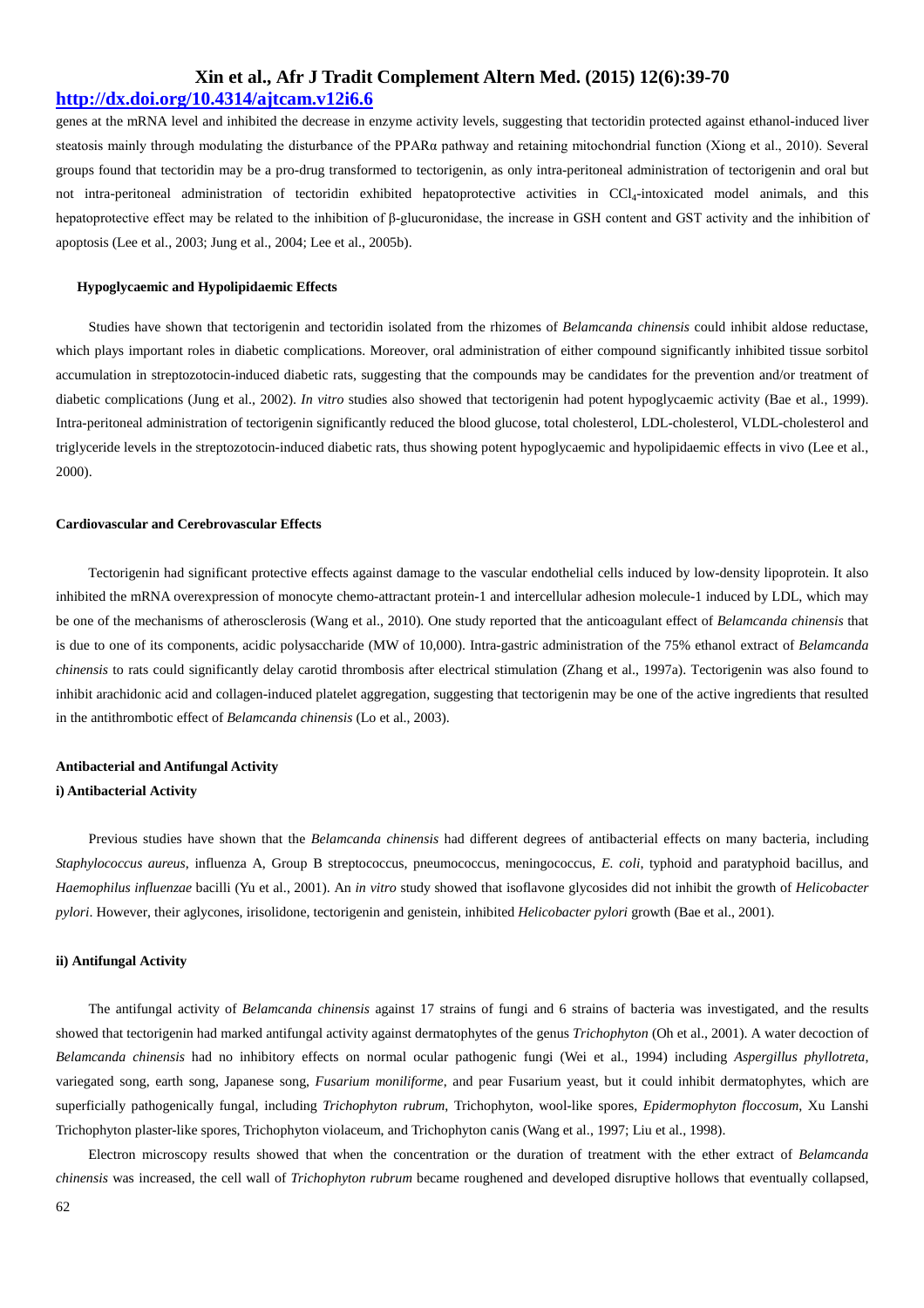genes at the mRNA level and inhibited the decrease in enzyme activity levels, suggesting that tectoridin protected against ethanol-induced liver steatosis mainly through modulating the disturbance of the PPARα pathway and retaining mitochondrial function (Xiong et al., 2010). Several groups found that tectoridin may be a pro-drug transformed to tectorigenin, as only intra-peritoneal administration of tectorigenin and oral but not intra-peritoneal administration of tectoridin exhibited hepatoprotective activities in $CCl_4$-intoxicated model animals, and this hepatoprotective effect may be related to the inhibition of β-glucuronidase, the increase in GSH content and GST activity and the inhibition of apoptosis (Lee et al., 2003; Jung et al., 2004; Lee et al., 2005b).

**Hypoglycaemic and Hypolipidaemic Effects**

Studies have shown that tectorigenin and tectoridin isolated from the rhizomes of *Belamcanda chinensis* could inhibit aldose reductase, which plays important roles in diabetic complications. Moreover, oral administration of either compound significantly inhibited tissue sorbitol accumulation in streptozotocin-induced diabetic rats, suggesting that the compounds may be candidates for the prevention and/or treatment of diabetic complications (Jung et al., 2002). *In vitro* studies also showed that tectorigenin had potent hypoglycaemic activity (Bae et al., 1999). Intra-peritoneal administration of tectorigenin significantly reduced the blood glucose, total cholesterol, LDL-cholesterol, VLDL-cholesterol and triglyceride levels in the streptozotocin-induced diabetic rats, thus showing potent hypoglycaemic and hypolipidaemic effects in vivo (Lee et al., 2000).

**Cardiovascular and Cerebrovascular Effects**

Tectorigenin had significant protective effects against damage to the vascular endothelial cells induced by low-density lipoprotein. It also inhibited the mRNA overexpression of monocyte chemo-attractant protein-1 and intercellular adhesion molecule-1 induced by LDL, which may be one of the mechanisms of atherosclerosis (Wang et al., 2010). One study reported that the anticoagulant effect of *Belamcanda chinensis* that is due to one of its components, acidic polysaccharide (MW of 10,000). Intra-gastric administration of the 75% ethanol extract of *Belamcanda chinensis* to rats could significantly delay carotid thrombosis after electrical stimulation (Zhang et al., 1997a). Tectorigenin was also found to inhibit arachidonic acid and collagen-induced platelet aggregation, suggesting that tectorigenin may be one of the active ingredients that resulted in the antithrombotic effect of *Belamcanda chinensis* (Lo et al., 2003).

**Antibacterial and Antifungal Activity**

**i) Antibacterial Activity**

Previous studies have shown that the *Belamcanda chinensis* had different degrees of antibacterial effects on many bacteria, including *Staphylococcus aureus*, influenza A, Group B streptococcus, pneumococcus, meningococcus, *E. coli*, typhoid and paratyphoid bacillus, and *Haemophilus influenzae* bacilli (Yu et al., 2001). An *in vitro* study showed that isoflavone glycosides did not inhibit the growth of *Helicobacter pylori*. However, their aglycones, irisolidone, tectorigenin and genistein, inhibited *Helicobacter pylori* growth (Bae et al., 2001).

**ii) Antifungal Activity**

The antifungal activity of *Belamcanda chinensis* against 17 strains of fungi and 6 strains of bacteria was investigated, and the results showed that tectorigenin had marked antifungal activity against dermatophytes of the genus *Trichophyton* (Oh et al., 2001). A water decoction of *Belamcanda chinensis* had no inhibitory effects on normal ocular pathogenic fungi (Wei et al., 1994) including *Aspergillus phyllotreta*, variegated song, earth song, Japanese song, *Fusarium moniliforme*, and pear Fusarium yeast, but it could inhibit dermatophytes, which are superficially pathogenically fungal, including *Trichophyton rubrum*, Trichophyton, wool-like spores, *Epidermophyton floccosum*, Xu Lanshi Trichophyton plaster-like spores, Trichophyton violaceum, and Trichophyton canis (Wang et al., 1997; Liu et al., 1998).

Electron microscopy results showed that when the concentration or the duration of treatment with the ether extract of *Belamcanda chinensis* was increased, the cell wall of *Trichophyton rubrum* became roughened and developed disruptive hollows that eventually collapsed,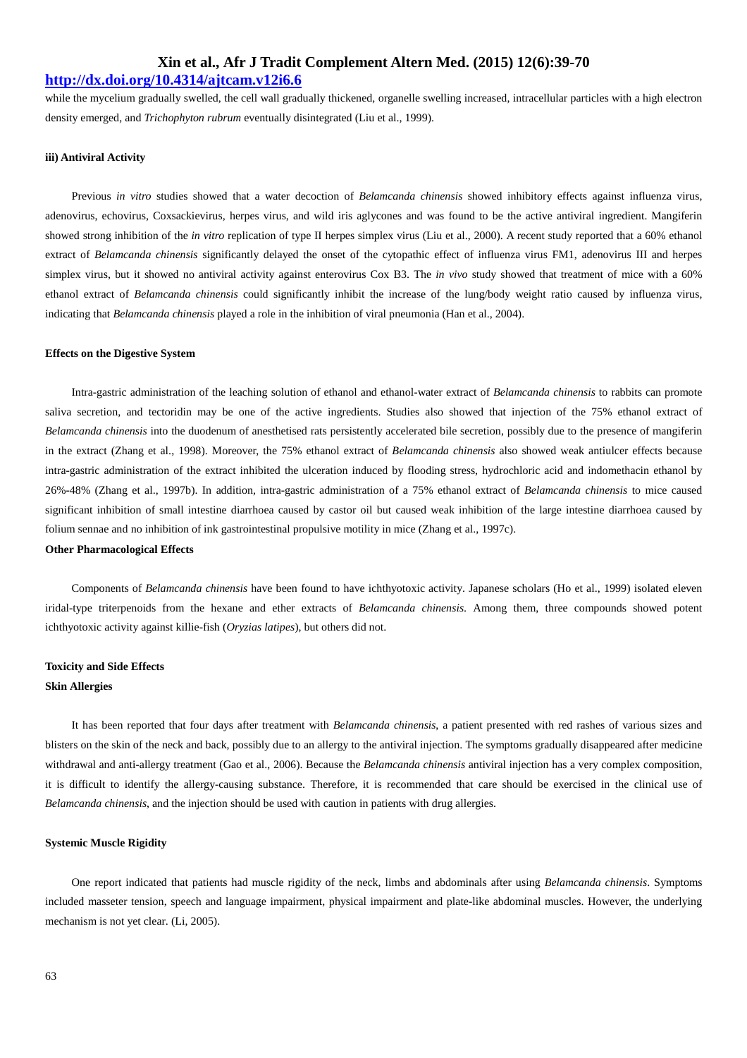while the mycelium gradually swelled, the cell wall gradually thickened, organelle swelling increased, intracellular particles with a high electron density emerged, and *Trichophyton rubrum* eventually disintegrated (Liu et al., 1999).

**iii) Antiviral Activity**

Previous *in vitro* studies showed that a water decoction of *Belamcanda chinensis* showed inhibitory effects against influenza virus, adenovirus, echovirus, Coxsackievirus, herpes virus, and wild iris aglycones and was found to be the active antiviral ingredient. Mangiferin showed strong inhibition of the *in vitro* replication of type II herpes simplex virus (Liu et al., 2000). A recent study reported that a 60% ethanol extract of *Belamcanda chinensis* significantly delayed the onset of the cytopathic effect of influenza virus FM1, adenovirus III and herpes simplex virus, but it showed no antiviral activity against enterovirus Cox B3. The *in vivo* study showed that treatment of mice with a 60% ethanol extract of *Belamcanda chinensis* could significantly inhibit the increase of the lung/body weight ratio caused by influenza virus, indicating that *Belamcanda chinensis* played a role in the inhibition of viral pneumonia (Han et al., 2004).

**Effects on the Digestive System**

Intra-gastric administration of the leaching solution of ethanol and ethanol-water extract of *Belamcanda chinensis* to rabbits can promote saliva secretion, and tectoridin may be one of the active ingredients. Studies also showed that injection of the 75% ethanol extract of *Belamcanda chinensis* into the duodenum of anesthetised rats persistently accelerated bile secretion, possibly due to the presence of mangiferin in the extract (Zhang et al., 1998). Moreover, the 75% ethanol extract of *Belamcanda chinensis* also showed weak antiulcer effects because intra-gastric administration of the extract inhibited the ulceration induced by flooding stress, hydrochloric acid and indomethacin ethanol by 26%-48% (Zhang et al., 1997b). In addition, intra-gastric administration of a 75% ethanol extract of *Belamcanda chinensis* to mice caused significant inhibition of small intestine diarrhoea caused by castor oil but caused weak inhibition of the large intestine diarrhoea caused by folium sennae and no inhibition of ink gastrointestinal propulsive motility in mice (Zhang et al., 1997c).

**Other Pharmacological Effects**

Components of *Belamcanda chinensis* have been found to have ichthyotoxic activity. Japanese scholars (Ho et al., 1999) isolated eleven iridal-type triterpenoids from the hexane and ether extracts of *Belamcanda chinensis*. Among them, three compounds showed potent ichthyotoxic activity against killie-fish (*Oryzias latipes*), but others did not.

**Toxicity and Side Effects**

**Skin Allergies**

It has been reported that four days after treatment with *Belamcanda chinensis*, a patient presented with red rashes of various sizes and blisters on the skin of the neck and back, possibly due to an allergy to the antiviral injection. The symptoms gradually disappeared after medicine withdrawal and anti-allergy treatment (Gao et al., 2006). Because the *Belamcanda chinensis* antiviral injection has a very complex composition, it is difficult to identify the allergy-causing substance. Therefore, it is recommended that care should be exercised in the clinical use of *Belamcanda chinensis*, and the injection should be used with caution in patients with drug allergies.

**Systemic Muscle Rigidity**

One report indicated that patients had muscle rigidity of the neck, limbs and abdominals after using *Belamcanda chinensis*. Symptoms included masseter tension, speech and language impairment, physical impairment and plate-like abdominal muscles. However, the underlying mechanism is not yet clear. (Li, 2005).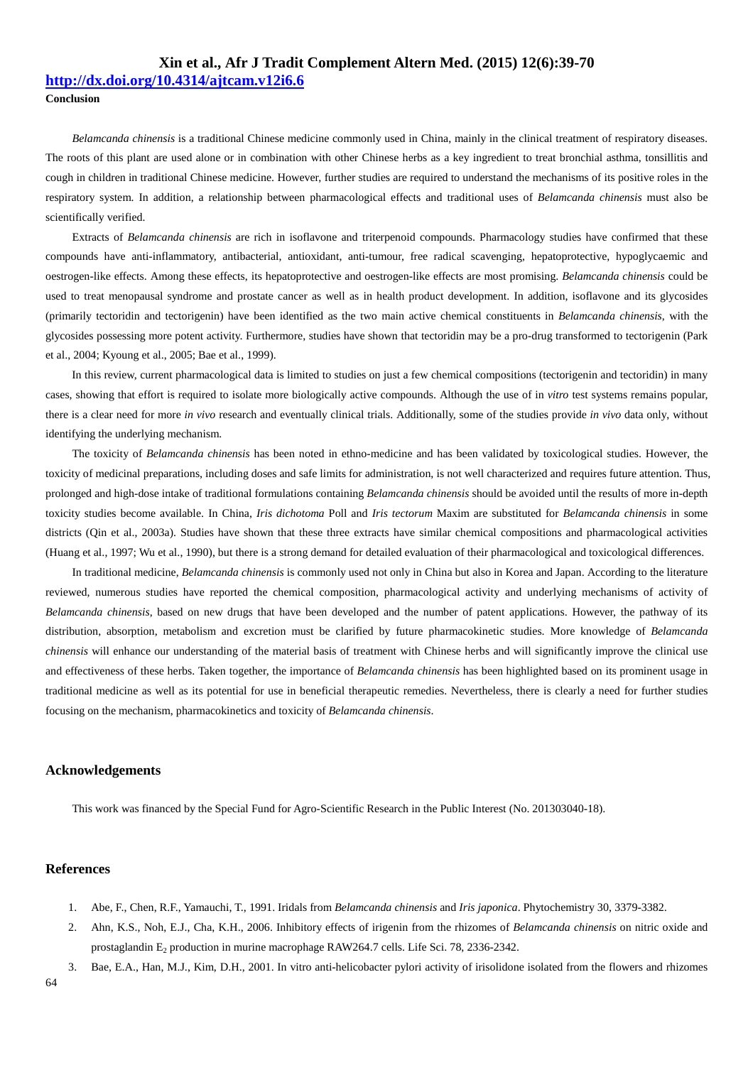**Conclusion**

*Belamcanda chinensis* is a traditional Chinese medicine commonly used in China, mainly in the clinical treatment of respiratory diseases. The roots of this plant are used alone or in combination with other Chinese herbs as a key ingredient to treat bronchial asthma, tonsillitis and cough in children in traditional Chinese medicine. However, further studies are required to understand the mechanisms of its positive roles in the respiratory system. In addition, a relationship between pharmacological effects and traditional uses of *Belamcanda chinensis* must also be scientifically verified.

Extracts of *Belamcanda chinensis* are rich in isoflavone and triterpenoid compounds. Pharmacology studies have confirmed that these compounds have anti-inflammatory, antibacterial, antioxidant, anti-tumour, free radical scavenging, hepatoprotective, hypoglycaemic and oestrogen-like effects. Among these effects, its hepatoprotective and oestrogen-like effects are most promising. *Belamcanda chinensis* could be used to treat menopausal syndrome and prostate cancer as well as in health product development. In addition, isoflavone and its glycosides (primarily tectoridin and tectorigenin) have been identified as the two main active chemical constituents in *Belamcanda chinensis*, with the glycosides possessing more potent activity. Furthermore, studies have shown that tectoridin may be a pro-drug transformed to tectorigenin (Park et al., 2004; Kyoung et al., 2005; Bae et al., 1999).

In this review, current pharmacological data is limited to studies on just a few chemical compositions (tectorigenin and tectoridin) in many cases, showing that effort is required to isolate more biologically active compounds. Although the use of in *vitro* test systems remains popular, there is a clear need for more *in vivo* research and eventually clinical trials. Additionally, some of the studies provide *in vivo* data only, without identifying the underlying mechanism.

The toxicity of *Belamcanda chinensis* has been noted in ethno-medicine and has been validated by toxicological studies. However, the toxicity of medicinal preparations, including doses and safe limits for administration, is not well characterized and requires future attention. Thus, prolonged and high-dose intake of traditional formulations containing *Belamcanda chinensis* should be avoided until the results of more in-depth toxicity studies become available. In China, *Iris dichotoma* Poll and *Iris tectorum* Maxim are substituted for *Belamcanda chinensis* in some districts (Qin et al., 2003a). Studies have shown that these three extracts have similar chemical compositions and pharmacological activities (Huang et al., 1997; Wu et al., 1990), but there is a strong demand for detailed evaluation of their pharmacological and toxicological differences.

In traditional medicine, *Belamcanda chinensis* is commonly used not only in China but also in Korea and Japan. According to the literature reviewed, numerous studies have reported the chemical composition, pharmacological activity and underlying mechanisms of activity of *Belamcanda chinensis*, based on new drugs that have been developed and the number of patent applications. However, the pathway of its distribution, absorption, metabolism and excretion must be clarified by future pharmacokinetic studies. More knowledge of *Belamcanda chinensis* will enhance our understanding of the material basis of treatment with Chinese herbs and will significantly improve the clinical use and effectiveness of these herbs. Taken together, the importance of *Belamcanda chinensis* has been highlighted based on its prominent usage in traditional medicine as well as its potential for use in beneficial therapeutic remedies. Nevertheless, there is clearly a need for further studies focusing on the mechanism, pharmacokinetics and toxicity of *Belamcanda chinensis*.

## Acknowledgements

This work was financed by the Special Fund for Agro-Scientific Research in the Public Interest (No. 201303040-18).

## References

1. Abe, F., Chen, R.F., Yamauchi, T., 1991. Iridals from *Belamcanda chinensis* and *Iris japonica*. Phytochemistry 30, 3379-3382.
2. Ahn, K.S., Noh, E.J., Cha, K.H., 2006. Inhibitory effects of irigenin from the rhizomes of *Belamcanda chinensis* on nitric oxide and prostaglandin $E_2$ production in murine macrophage RAW264.7 cells. Life Sci. 78, 2336-2342.
3. Bae, E.A., Han, M.J., Kim, D.H., 2001. In vitro anti-helicobacter pylori activity of irisolidone isolated from the flowers and rhizomes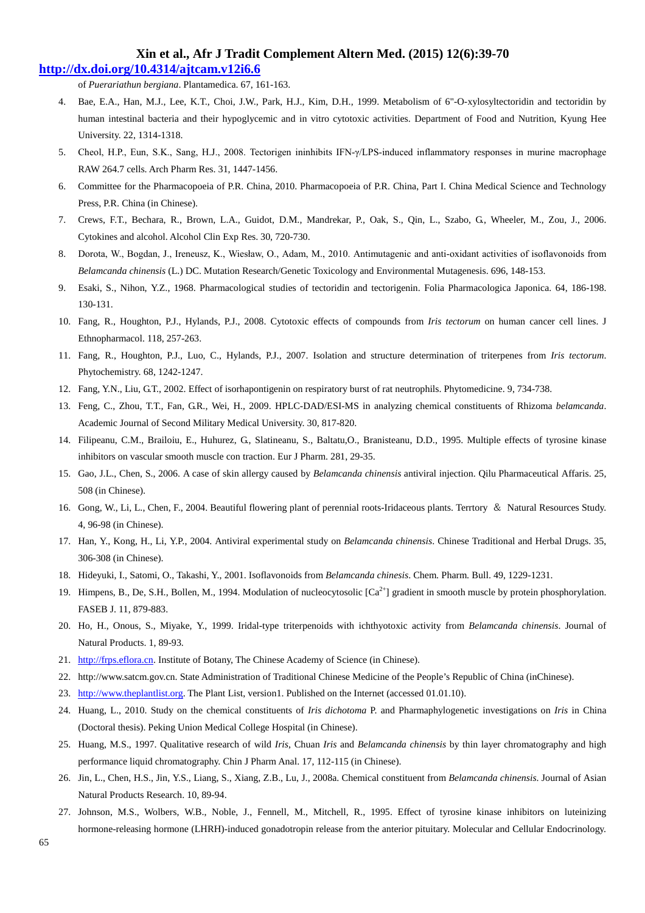of *Puerariathun bergiana*. Plantamedica. 67, 161-163.

4. Bae, E.A., Han, M.J., Lee, K.T., Choi, J.W., Park, H.J., Kim, D.H., 1999. Metabolism of 6''-O-xylosyltectoridin and tectoridin by human intestinal bacteria and their hypoglycemic and in vitro cytotoxic activities. Department of Food and Nutrition, Kyung Hee University. 22, 1314-1318.
5. Cheol, H.P., Eun, S.K., Sang, H.J., 2008. Tectorigen ininhibits IFN-γ/LPS-induced inflammatory responses in murine macrophage RAW 264.7 cells. Arch Pharm Res. 31, 1447-1456.
6. Committee for the Pharmacopoeia of P.R. China, 2010. Pharmacopoeia of P.R. China, Part I. China Medical Science and Technology Press, P.R. China (in Chinese).
7. Crews, F.T., Bechara, R., Brown, L.A., Guidot, D.M., Mandrekar, P., Oak, S., Qin, L., Szabo, G., Wheeler, M., Zou, J., 2006. Cytokines and alcohol. Alcohol Clin Exp Res. 30, 720-730.
8. Dorota, W., Bogdan, J., Ireneusz, K., Wiesław, O., Adam, M., 2010. Antimutagenic and anti-oxidant activities of isoflavonoids from *Belamcanda chinensis* (L.) DC. Mutation Research/Genetic Toxicology and Environmental Mutagenesis. 696, 148-153.
9. Esaki, S., Nihon, Y.Z., 1968. Pharmacological studies of tectoridin and tectorigenin. Folia Pharmacologica Japonica. 64, 186-198. 130-131.
10. Fang, R., Houghton, P.J., Hylands, P.J., 2008. Cytotoxic effects of compounds from *Iris tectorum* on human cancer cell lines. J Ethnopharmacol. 118, 257-263.
11. Fang, R., Houghton, P.J., Luo, C., Hylands, P.J., 2007. Isolation and structure determination of triterpenes from *Iris tectorum*. Phytochemistry. 68, 1242-1247.
12. Fang, Y.N., Liu, G.T., 2002. Effect of isorhapontigenin on respiratory burst of rat neutrophils. Phytomedicine. 9, 734-738.
13. Feng, C., Zhou, T.T., Fan, G.R., Wei, H., 2009. HPLC-DAD/ESI-MS in analyzing chemical constituents of Rhizoma *belamcanda*. Academic Journal of Second Military Medical University. 30, 817-820.
14. Filipeanu, C.M., Brailoiu, E., Huhurez, G., Slatineanu, S., Baltatu,O., Branisteanu, D.D., 1995. Multiple effects of tyrosine kinase inhibitors on vascular smooth muscle con traction. Eur J Pharm. 281, 29-35.
15. Gao, J.L., Chen, S., 2006. A case of skin allergy caused by *Belamcanda chinensis* antiviral injection. Qilu Pharmaceutical Affaris. 25, 508 (in Chinese).
16. Gong, W., Li, L., Chen, F., 2004. Beautiful flowering plant of perennial roots-Iridaceous plants. Terrtory ＆ Natural Resources Study. 4, 96-98 (in Chinese).
17. Han, Y., Kong, H., Li, Y.P., 2004. Antiviral experimental study on *Belamcanda chinensis*. Chinese Traditional and Herbal Drugs. 35, 306-308 (in Chinese).
18. Hideyuki, I., Satomi, O., Takashi, Y., 2001. Isoflavonoids from *Belamcanda chinesis*. Chem. Pharm. Bull. 49, 1229-1231.
19. Himpens, B., De, S.H., Bollen, M., 1994. Modulation of nucleocytosolic [$Ca^{2+}$] gradient in smooth muscle by protein phosphorylation. FASEB J. 11, 879-883.
20. Ho, H., Onous, S., Miyake, Y., 1999. Iridal-type triterpenoids with ichthyotoxic activity from *Belamcanda chinensis*. Journal of Natural Products. 1, 89-93.
21. http://frps.eflora.cn. Institute of Botany, The Chinese Academy of Science (in Chinese).
22. http://www.satcm.gov.cn. State Administration of Traditional Chinese Medicine of the People's Republic of China (inChinese).
23. http://www.theplantlist.org. The Plant List, version1. Published on the Internet (accessed 01.01.10).
24. Huang, L., 2010. Study on the chemical constituents of *Iris dichotoma* P. and Pharmaphylogenetic investigations on *Iris* in China (Doctoral thesis). Peking Union Medical College Hospital (in Chinese).
25. Huang, M.S., 1997. Qualitative research of wild *Iris*, Chuan *Iris* and *Belamcanda chinensis* by thin layer chromatography and high performance liquid chromatography. Chin J Pharm Anal. 17, 112-115 (in Chinese).
26. Jin, L., Chen, H.S., Jin, Y.S., Liang, S., Xiang, Z.B., Lu, J., 2008a. Chemical constituent from *Belamcanda chinensis*. Journal of Asian Natural Products Research. 10, 89-94.
27. Johnson, M.S., Wolbers, W.B., Noble, J., Fennell, M., Mitchell, R., 1995. Effect of tyrosine kinase inhibitors on luteinizing hormone-releasing hormone (LHRH)-induced gonadotropin release from the anterior pituitary. Molecular and Cellular Endocrinology.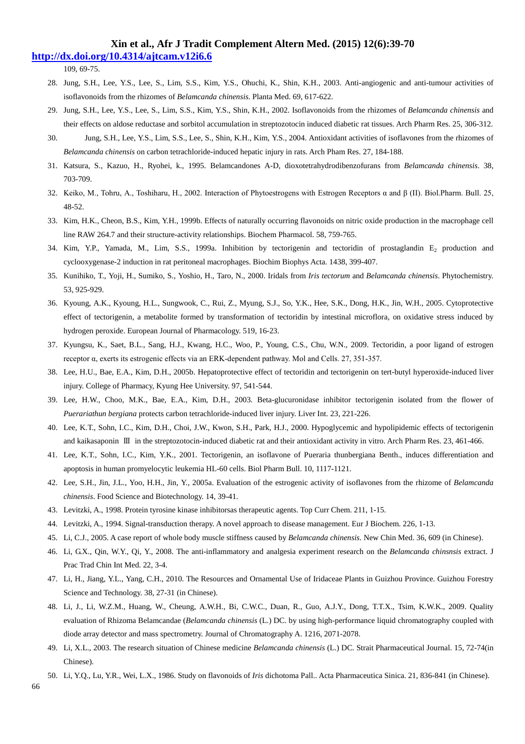109, 69-75.

28. Jung, S.H., Lee, Y.S., Lee, S., Lim, S.S., Kim, Y.S., Ohuchi, K., Shin, K.H., 2003. Anti-angiogenic and anti-tumour activities of isoflavonoids from the rhizomes of *Belamcanda chinensis*. Planta Med. 69, 617-622.
29. Jung, S.H., Lee, Y.S., Lee, S., Lim, S.S., Kim, Y.S., Shin, K.H., 2002. Isoflavonoids from the rhizomes of *Belamcanda chinensis* and their effects on aldose reductase and sorbitol accumulation in streptozotocin induced diabetic rat tissues. Arch Pharm Res. 25, 306-312.
30. Jung, S.H., Lee, Y.S., Lim, S.S., Lee, S., Shin, K.H., Kim, Y.S., 2004. Antioxidant activities of isoflavones from the rhizomes of *Belamcanda chinensis* on carbon tetrachloride-induced hepatic injury in rats. Arch Pham Res. 27, 184-188.
31. Katsura, S., Kazuo, H., Ryohei, k., 1995. Belamcandones A-D, dioxotetrahydrodibenzofurans from *Belamcanda chinensis*. 38, 703-709.
32. Keiko, M., Tohru, A., Toshiharu, H., 2002. Interaction of Phytoestrogens with Estrogen Receptors α and β (II). Biol.Pharm. Bull. 25, 48-52.
33. Kim, H.K., Cheon, B.S., Kim, Y.H., 1999b. Effects of naturally occurring flavonoids on nitric oxide production in the macrophage cell line RAW 264.7 and their structure-activity relationships. Biochem Pharmacol. 58, 759-765.
34. Kim, Y.P., Yamada, M., Lim, S.S., 1999a. Inhibition by tectorigenin and tectoridin of prostaglandin $E_2$ production and cyclooxygenase-2 induction in rat peritoneal macrophages. Biochim Biophys Acta. 1438, 399-407.
35. Kunihiko, T., Yoji, H., Sumiko, S., Yoshio, H., Taro, N., 2000. Iridals from *Iris tectorum* and *Belamcanda chinensis*. Phytochemistry. 53, 925-929.
36. Kyoung, A.K., Kyoung, H.L., Sungwook, C., Rui, Z., Myung, S.J., So, Y.K., Hee, S.K., Dong, H.K., Jin, W.H., 2005. Cytoprotective effect of tectorigenin, a metabolite formed by transformation of tectoridin by intestinal microflora, on oxidative stress induced by hydrogen peroxide. European Journal of Pharmacology. 519, 16-23.
37. Kyungsu, K., Saet, B.L., Sang, H.J., Kwang, H.C., Woo, P., Young, C.S., Chu, W.N., 2009. Tectoridin, a poor ligand of estrogen receptor α, exerts its estrogenic effects via an ERK-dependent pathway. Mol and Cells. 27, 351-357.
38. Lee, H.U., Bae, E.A., Kim, D.H., 2005b. Hepatoprotective effect of tectoridin and tectorigenin on tert-butyl hyperoxide-induced liver injury. College of Pharmacy, Kyung Hee University. 97, 541-544.
39. Lee, H.W., Choo, M.K., Bae, E.A., Kim, D.H., 2003. Beta-glucuronidase inhibitor tectorigenin isolated from the flower of *Puerariathun bergiana* protects carbon tetrachloride-induced liver injury. Liver Int. 23, 221-226.
40. Lee, K.T., Sohn, I.C., Kim, D.H., Choi, J.W., Kwon, S.H., Park, H.J., 2000. Hypoglycemic and hypolipidemic effects of tectorigenin and kaikasaponin Ⅲ in the streptozotocin-induced diabetic rat and their antioxidant activity in vitro. Arch Pharm Res. 23, 461-466.
41. Lee, K.T., Sohn, I.C., Kim, Y.K., 2001. Tectorigenin, an isoflavone of Pueraria thunbergiana Benth., induces differentiation and apoptosis in human promyelocytic leukemia HL-60 cells. Biol Pharm Bull. 10, 1117-1121.
42. Lee, S.H., Jin, J.L., Yoo, H.H., Jin, Y., 2005a. Evaluation of the estrogenic activity of isoflavones from the rhizome of *Belamcanda chinensis*. Food Science and Biotechnology. 14, 39-41.
43. Levitzki, A., 1998. Protein tyrosine kinase inhibitorsas therapeutic agents. Top Curr Chem. 211, 1-15.
44. Levitzki, A., 1994. Signal-transduction therapy. A novel approach to disease management. Eur J Biochem. 226, 1-13.
45. Li, C.J., 2005. A case report of whole body muscle stiffness caused by *Belamcanda chinensis*. New Chin Med. 36, 609 (in Chinese).
46. Li, G.X., Qin, W.Y., Qi, Y., 2008. The anti-inflammatory and analgesia experiment research on the *Belamcanda chinsnsis* extract. J Prac Trad Chin Int Med. 22, 3-4.
47. Li, H., Jiang, Y.L., Yang, C.H., 2010. The Resources and Ornamental Use of Iridaceae Plants in Guizhou Province. Guizhou Forestry Science and Technology. 38, 27-31 (in Chinese).
48. Li, J., Li, W.Z.M., Huang, W., Cheung, A.W.H., Bi, C.W.C., Duan, R., Guo, A.J.Y., Dong, T.T.X., Tsim, K.W.K., 2009. Quality evaluation of Rhizoma Belamcandae (*Belamcanda chinensis* (L.) DC. by using high-performance liquid chromatography coupled with diode array detector and mass spectrometry. Journal of Chromatography A. 1216, 2071-2078.
49. Li, X.L., 2003. The research situation of Chinese medicine *Belamcanda chinensis* (L.) DC. Strait Pharmaceutical Journal. 15, 72-74(in Chinese).
50. Li, Y.Q., Lu, Y.R., Wei, L.X., 1986. Study on flavonoids of *Iris* dichotoma Pall.. Acta Pharmaceutica Sinica. 21, 836-841 (in Chinese).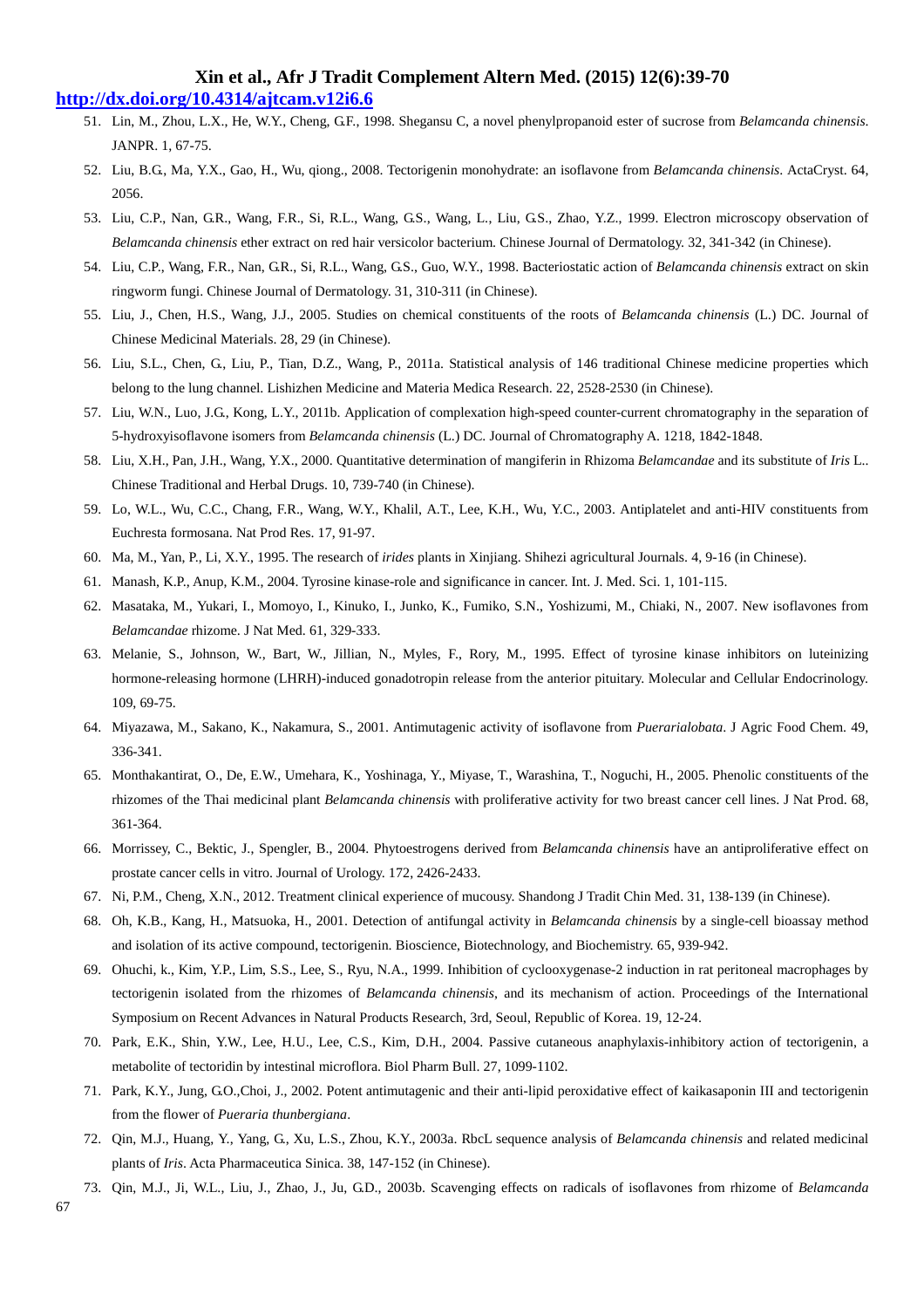51. Lin, M., Zhou, L.X., He, W.Y., Cheng, G.F., 1998. Shegansu C, a novel phenylpropanoid ester of sucrose from *Belamcanda chinensis*. JANPR. 1, 67-75.
52. Liu, B.G., Ma, Y.X., Gao, H., Wu, qiong., 2008. Tectorigenin monohydrate: an isoflavone from *Belamcanda chinensis*. ActaCryst. 64, 2056.
53. Liu, C.P., Nan, G.R., Wang, F.R., Si, R.L., Wang, G.S., Wang, L., Liu, G.S., Zhao, Y.Z., 1999. Electron microscopy observation of *Belamcanda chinensis* ether extract on red hair versicolor bacterium. Chinese Journal of Dermatology. 32, 341-342 (in Chinese).
54. Liu, C.P., Wang, F.R., Nan, G.R., Si, R.L., Wang, G.S., Guo, W.Y., 1998. Bacteriostatic action of *Belamcanda chinensis* extract on skin ringworm fungi. Chinese Journal of Dermatology. 31, 310-311 (in Chinese).
55. Liu, J., Chen, H.S., Wang, J.J., 2005. Studies on chemical constituents of the roots of *Belamcanda chinensis* (L.) DC. Journal of Chinese Medicinal Materials. 28, 29 (in Chinese).
56. Liu, S.L., Chen, G., Liu, P., Tian, D.Z., Wang, P., 2011a. Statistical analysis of 146 traditional Chinese medicine properties which belong to the lung channel. Lishizhen Medicine and Materia Medica Research. 22, 2528-2530 (in Chinese).
57. Liu, W.N., Luo, J.G., Kong, L.Y., 2011b. Application of complexation high-speed counter-current chromatography in the separation of 5-hydroxyisoflavone isomers from *Belamcanda chinensis* (L.) DC. Journal of Chromatography A. 1218, 1842-1848.
58. Liu, X.H., Pan, J.H., Wang, Y.X., 2000. Quantitative determination of mangiferin in Rhizoma *Belamcandae* and its substitute of *Iris* L.. Chinese Traditional and Herbal Drugs. 10, 739-740 (in Chinese).
59. Lo, W.L., Wu, C.C., Chang, F.R., Wang, W.Y., Khalil, A.T., Lee, K.H., Wu, Y.C., 2003. Antiplatelet and anti-HIV constituents from Euchresta formosana. Nat Prod Res. 17, 91-97.
60. Ma, M., Yan, P., Li, X.Y., 1995. The research of *irides* plants in Xinjiang. Shihezi agricultural Journals. 4, 9-16 (in Chinese).
61. Manash, K.P., Anup, K.M., 2004. Tyrosine kinase-role and significance in cancer. Int. J. Med. Sci. 1, 101-115.
62. Masataka, M., Yukari, I., Momoyo, I., Kinuko, I., Junko, K., Fumiko, S.N., Yoshizumi, M., Chiaki, N., 2007. New isoflavones from *Belamcandae* rhizome. J Nat Med. 61, 329-333.
63. Melanie, S., Johnson, W., Bart, W., Jillian, N., Myles, F., Rory, M., 1995. Effect of tyrosine kinase inhibitors on luteinizing hormone-releasing hormone (LHRH)-induced gonadotropin release from the anterior pituitary. Molecular and Cellular Endocrinology. 109, 69-75.
64. Miyazawa, M., Sakano, K., Nakamura, S., 2001. Antimutagenic activity of isoflavone from *Puerarialobata*. J Agric Food Chem. 49, 336-341.
65. Monthakantirat, O., De, E.W., Umehara, K., Yoshinaga, Y., Miyase, T., Warashina, T., Noguchi, H., 2005. Phenolic constituents of the rhizomes of the Thai medicinal plant *Belamcanda chinensis* with proliferative activity for two breast cancer cell lines. J Nat Prod. 68, 361-364.
66. Morrissey, C., Bektic, J., Spengler, B., 2004. Phytoestrogens derived from *Belamcanda chinensis* have an antiproliferative effect on prostate cancer cells in vitro. Journal of Urology. 172, 2426-2433.
67. Ni, P.M., Cheng, X.N., 2012. Treatment clinical experience of mucousy. Shandong J Tradit Chin Med. 31, 138-139 (in Chinese).
68. Oh, K.B., Kang, H., Matsuoka, H., 2001. Detection of antifungal activity in *Belamcanda chinensis* by a single-cell bioassay method and isolation of its active compound, tectorigenin. Bioscience, Biotechnology, and Biochemistry. 65, 939-942.
69. Ohuchi, k., Kim, Y.P., Lim, S.S., Lee, S., Ryu, N.A., 1999. Inhibition of cyclooxygenase-2 induction in rat peritoneal macrophages by tectorigenin isolated from the rhizomes of *Belamcanda chinensis*, and its mechanism of action. Proceedings of the International Symposium on Recent Advances in Natural Products Research, 3rd, Seoul, Republic of Korea. 19, 12-24.
70. Park, E.K., Shin, Y.W., Lee, H.U., Lee, C.S., Kim, D.H., 2004. Passive cutaneous anaphylaxis-inhibitory action of tectorigenin, a metabolite of tectoridin by intestinal microflora. Biol Pharm Bull. 27, 1099-1102.
71. Park, K.Y., Jung, G.O.,Choi, J., 2002. Potent antimutagenic and their anti-lipid peroxidative effect of kaikasaponin III and tectorigenin from the flower of *Pueraria thunbergiana*.
72. Qin, M.J., Huang, Y., Yang, G., Xu, L.S., Zhou, K.Y., 2003a. RbcL sequence analysis of *Belamcanda chinensis* and related medicinal plants of *Iris*. Acta Pharmaceutica Sinica. 38, 147-152 (in Chinese).
73. Qin, M.J., Ji, W.L., Liu, J., Zhao, J., Ju, G.D., 2003b. Scavenging effects on radicals of isoflavones from rhizome of *Belamcanda*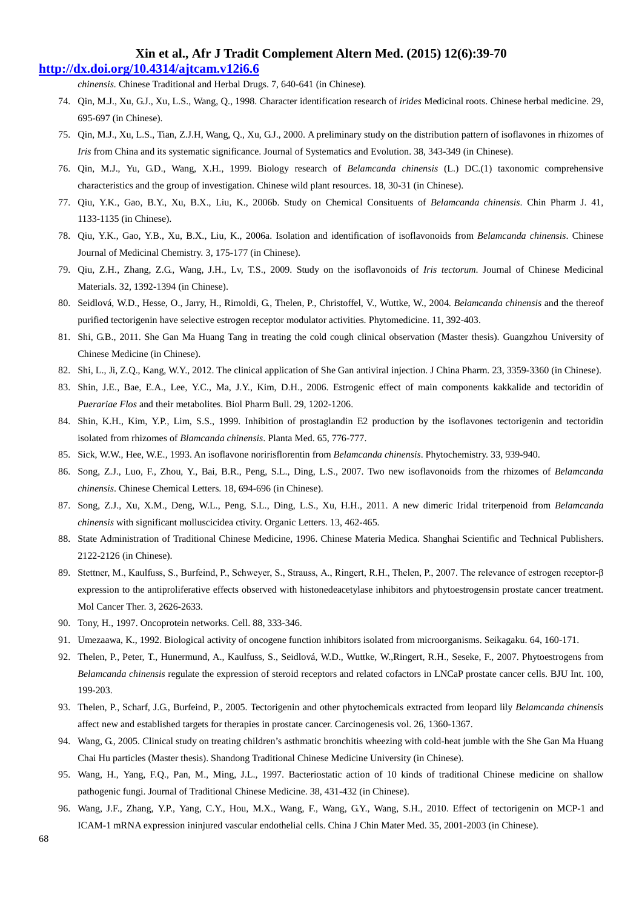*chinensis*. Chinese Traditional and Herbal Drugs. 7, 640-641 (in Chinese).

74. Qin, M.J., Xu, G.J., Xu, L.S., Wang, Q., 1998. Character identification research of *irides* Medicinal roots. Chinese herbal medicine. 29, 695-697 (in Chinese).
75. Qin, M.J., Xu, L.S., Tian, Z.J.H, Wang, Q., Xu, G.J., 2000. A preliminary study on the distribution pattern of isoflavones in rhizomes of *Iris* from China and its systematic significance. Journal of Systematics and Evolution. 38, 343-349 (in Chinese).
76. Qin, M.J., Yu, G.D., Wang, X.H., 1999. Biology research of *Belamcanda chinensis* (L.) DC.(1) taxonomic comprehensive characteristics and the group of investigation. Chinese wild plant resources. 18, 30-31 (in Chinese).
77. Qiu, Y.K., Gao, B.Y., Xu, B.X., Liu, K., 2006b. Study on Chemical Consituents of *Belamcanda chinensis*. Chin Pharm J. 41, 1133-1135 (in Chinese).
78. Qiu, Y.K., Gao, Y.B., Xu, B.X., Liu, K., 2006a. Isolation and identification of isoflavonoids from *Belamcanda chinensis*. Chinese Journal of Medicinal Chemistry. 3, 175-177 (in Chinese).
79. Qiu, Z.H., Zhang, Z.G., Wang, J.H., Lv, T.S., 2009. Study on the isoflavonoids of *Iris tectorum*. Journal of Chinese Medicinal Materials. 32, 1392-1394 (in Chinese).
80. Seidlová, W.D., Hesse, O., Jarry, H., Rimoldi, G., Thelen, P., Christoffel, V., Wuttke, W., 2004. *Belamcanda chinensis* and the thereof purified tectorigenin have selective estrogen receptor modulator activities. Phytomedicine. 11, 392-403.
81. Shi, G.B., 2011. She Gan Ma Huang Tang in treating the cold cough clinical observation (Master thesis). Guangzhou University of Chinese Medicine (in Chinese).
82. Shi, L., Ji, Z.Q., Kang, W.Y., 2012. The clinical application of She Gan antiviral injection. J China Pharm. 23, 3359-3360 (in Chinese).
83. Shin, J.E., Bae, E.A., Lee, Y.C., Ma, J.Y., Kim, D.H., 2006. Estrogenic effect of main components kakkalide and tectoridin of *Puerariae Flos* and their metabolites. Biol Pharm Bull. 29, 1202-1206.
84. Shin, K.H., Kim, Y.P., Lim, S.S., 1999. Inhibition of prostaglandin E2 production by the isoflavones tectorigenin and tectoridin isolated from rhizomes of *Blamcanda chinensis*. Planta Med. 65, 776-777.
85. Sick, W.W., Hee, W.E., 1993. An isoflavone noririsflorentin from *Belamcanda chinensis*. Phytochemistry. 33, 939-940.
86. Song, Z.J., Luo, F., Zhou, Y., Bai, B.R., Peng, S.L., Ding, L.S., 2007. Two new isoflavonoids from the rhizomes of *Belamcanda chinensis*. Chinese Chemical Letters. 18, 694-696 (in Chinese).
87. Song, Z.J., Xu, X.M., Deng, W.L., Peng, S.L., Ding, L.S., Xu, H.H., 2011. A new dimeric Iridal triterpenoid from *Belamcanda chinensis* with significant molluscicidea ctivity. Organic Letters. 13, 462-465.
88. State Administration of Traditional Chinese Medicine, 1996. Chinese Materia Medica. Shanghai Scientific and Technical Publishers. 2122-2126 (in Chinese).
89. Stettner, M., Kaulfuss, S., Burfeind, P., Schweyer, S., Strauss, A., Ringert, R.H., Thelen, P., 2007. The relevance of estrogen receptor-β expression to the antiproliferative effects observed with histonedeacetylase inhibitors and phytoestrogensin prostate cancer treatment. Mol Cancer Ther. 3, 2626-2633.
90. Tony, H., 1997. Oncoprotein networks. Cell. 88, 333-346.
91. Umezaawa, K., 1992. Biological activity of oncogene function inhibitors isolated from microorganisms. Seikagaku. 64, 160-171.
92. Thelen, P., Peter, T., Hunermund, A., Kaulfuss, S., Seidlová, W.D., Wuttke, W.,Ringert, R.H., Seseke, F., 2007. Phytoestrogens from *Belamcanda chinensis* regulate the expression of steroid receptors and related cofactors in LNCaP prostate cancer cells. BJU Int. 100, 199-203.
93. Thelen, P., Scharf, J.G., Burfeind, P., 2005. Tectorigenin and other phytochemicals extracted from leopard lily *Belamcanda chinensis* affect new and established targets for therapies in prostate cancer. Carcinogenesis vol. 26, 1360-1367.
94. Wang, G., 2005. Clinical study on treating children's asthmatic bronchitis wheezing with cold-heat jumble with the She Gan Ma Huang Chai Hu particles (Master thesis). Shandong Traditional Chinese Medicine University (in Chinese).
95. Wang, H., Yang, F.Q., Pan, M., Ming, J.L., 1997. Bacteriostatic action of 10 kinds of traditional Chinese medicine on shallow pathogenic fungi. Journal of Traditional Chinese Medicine. 38, 431-432 (in Chinese).
96. Wang, J.F., Zhang, Y.P., Yang, C.Y., Hou, M.X., Wang, F., Wang, G.Y., Wang, S.H., 2010. Effect of tectorigenin on MCP-1 and ICAM-1 mRNA expression ininjured vascular endothelial cells. China J Chin Mater Med. 35, 2001-2003 (in Chinese).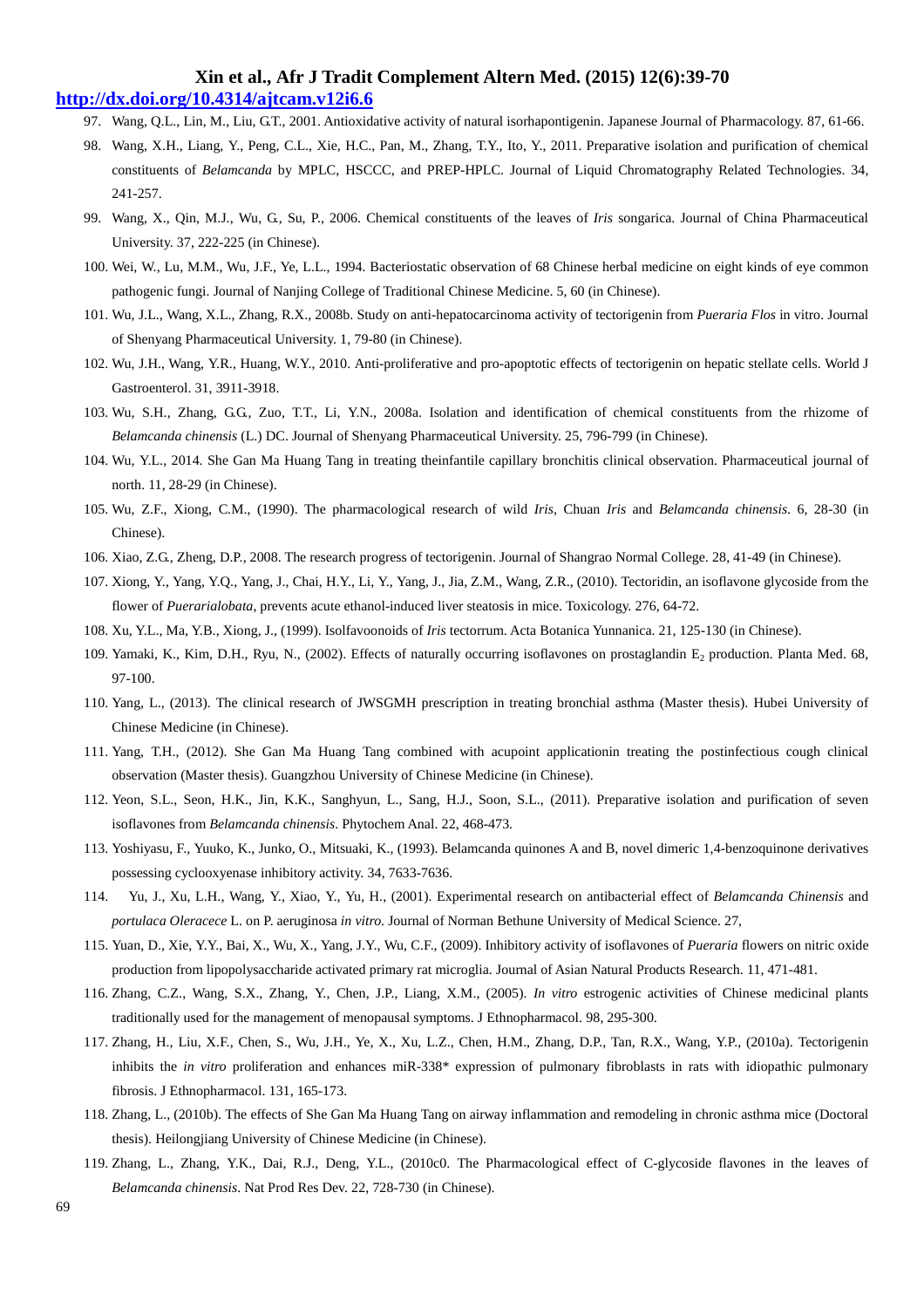97. Wang, Q.L., Lin, M., Liu, G.T., 2001. Antioxidative activity of natural isorhapontigenin. Japanese Journal of Pharmacology. 87, 61-66.
98. Wang, X.H., Liang, Y., Peng, C.L., Xie, H.C., Pan, M., Zhang, T.Y., Ito, Y., 2011. Preparative isolation and purification of chemical constituents of *Belamcanda* by MPLC, HSCCC, and PREP-HPLC. Journal of Liquid Chromatography Related Technologies. 34, 241-257.
99. Wang, X., Qin, M.J., Wu, G., Su, P., 2006. Chemical constituents of the leaves of *Iris* songarica. Journal of China Pharmaceutical University. 37, 222-225 (in Chinese).
100. Wei, W., Lu, M.M., Wu, J.F., Ye, L.L., 1994. Bacteriostatic observation of 68 Chinese herbal medicine on eight kinds of eye common pathogenic fungi. Journal of Nanjing College of Traditional Chinese Medicine. 5, 60 (in Chinese).
101. Wu, J.L., Wang, X.L., Zhang, R.X., 2008b. Study on anti-hepatocarcinoma activity of tectorigenin from *Pueraria Flos* in vitro. Journal of Shenyang Pharmaceutical University. 1, 79-80 (in Chinese).
102. Wu, J.H., Wang, Y.R., Huang, W.Y., 2010. Anti-proliferative and pro-apoptotic effects of tectorigenin on hepatic stellate cells. World J Gastroenterol. 31, 3911-3918.
103. Wu, S.H., Zhang, G.G., Zuo, T.T., Li, Y.N., 2008a. Isolation and identification of chemical constituents from the rhizome of *Belamcanda chinensis* (L.) DC. Journal of Shenyang Pharmaceutical University. 25, 796-799 (in Chinese).
104. Wu, Y.L., 2014. She Gan Ma Huang Tang in treating theinfantile capillary bronchitis clinical observation. Pharmaceutical journal of north. 11, 28-29 (in Chinese).
105. Wu, Z.F., Xiong, C.M., (1990). The pharmacological research of wild *Iris*, Chuan *Iris* and *Belamcanda chinensis*. 6, 28-30 (in Chinese).
106. Xiao, Z.G., Zheng, D.P., 2008. The research progress of tectorigenin. Journal of Shangrao Normal College. 28, 41-49 (in Chinese).
107. Xiong, Y., Yang, Y.Q., Yang, J., Chai, H.Y., Li, Y., Yang, J., Jia, Z.M., Wang, Z.R., (2010). Tectoridin, an isoflavone glycoside from the flower of *Puerarialobata*, prevents acute ethanol-induced liver steatosis in mice. Toxicology. 276, 64-72.
108. Xu, Y.L., Ma, Y.B., Xiong, J., (1999). Isolfavoonoids of *Iris* tectorrum. Acta Botanica Yunnanica. 21, 125-130 (in Chinese).
109. Yamaki, K., Kim, D.H., Ryu, N., (2002). Effects of naturally occurring isoflavones on prostaglandin $E_2$ production. Planta Med. 68, 97-100.
110. Yang, L., (2013). The clinical research of JWSGMH prescription in treating bronchial asthma (Master thesis). Hubei University of Chinese Medicine (in Chinese).
111. Yang, T.H., (2012). She Gan Ma Huang Tang combined with acupoint applicationin treating the postinfectious cough clinical observation (Master thesis). Guangzhou University of Chinese Medicine (in Chinese).
112. Yeon, S.L., Seon, H.K., Jin, K.K., Sanghyun, L., Sang, H.J., Soon, S.L., (2011). Preparative isolation and purification of seven isoflavones from *Belamcanda chinensis*. Phytochem Anal. 22, 468-473.
113. Yoshiyasu, F., Yuuko, K., Junko, O., Mitsuaki, K., (1993). Belamcanda quinones A and B, novel dimeric 1,4-benzoquinone derivatives possessing cyclooxyenase inhibitory activity. 34, 7633-7636.
114. Yu, J., Xu, L.H., Wang, Y., Xiao, Y., Yu, H., (2001). Experimental research on antibacterial effect of *Belamcanda Chinensis* and *portulaca Oleracece* L. on P. aeruginosa *in vitro.* Journal of Norman Bethune University of Medical Science. 27,
115. Yuan, D., Xie, Y.Y., Bai, X., Wu, X., Yang, J.Y., Wu, C.F., (2009). Inhibitory activity of isoflavones of *Pueraria* flowers on nitric oxide production from lipopolysaccharide activated primary rat microglia. Journal of Asian Natural Products Research. 11, 471-481.
116. Zhang, C.Z., Wang, S.X., Zhang, Y., Chen, J.P., Liang, X.M., (2005). *In vitro* estrogenic activities of Chinese medicinal plants traditionally used for the management of menopausal symptoms. J Ethnopharmacol. 98, 295-300.
117. Zhang, H., Liu, X.F., Chen, S., Wu, J.H., Ye, X., Xu, L.Z., Chen, H.M., Zhang, D.P., Tan, R.X., Wang, Y.P., (2010a). Tectorigenin inhibits the *in vitro* proliferation and enhances miR-338* expression of pulmonary fibroblasts in rats with idiopathic pulmonary fibrosis. J Ethnopharmacol. 131, 165-173.
118. Zhang, L., (2010b). The effects of She Gan Ma Huang Tang on airway inflammation and remodeling in chronic asthma mice (Doctoral thesis). Heilongjiang University of Chinese Medicine (in Chinese).
119. Zhang, L., Zhang, Y.K., Dai, R.J., Deng, Y.L., (2010c0. The Pharmacological effect of C-glycoside flavones in the leaves of *Belamcanda chinensis*. Nat Prod Res Dev. 22, 728-730 (in Chinese).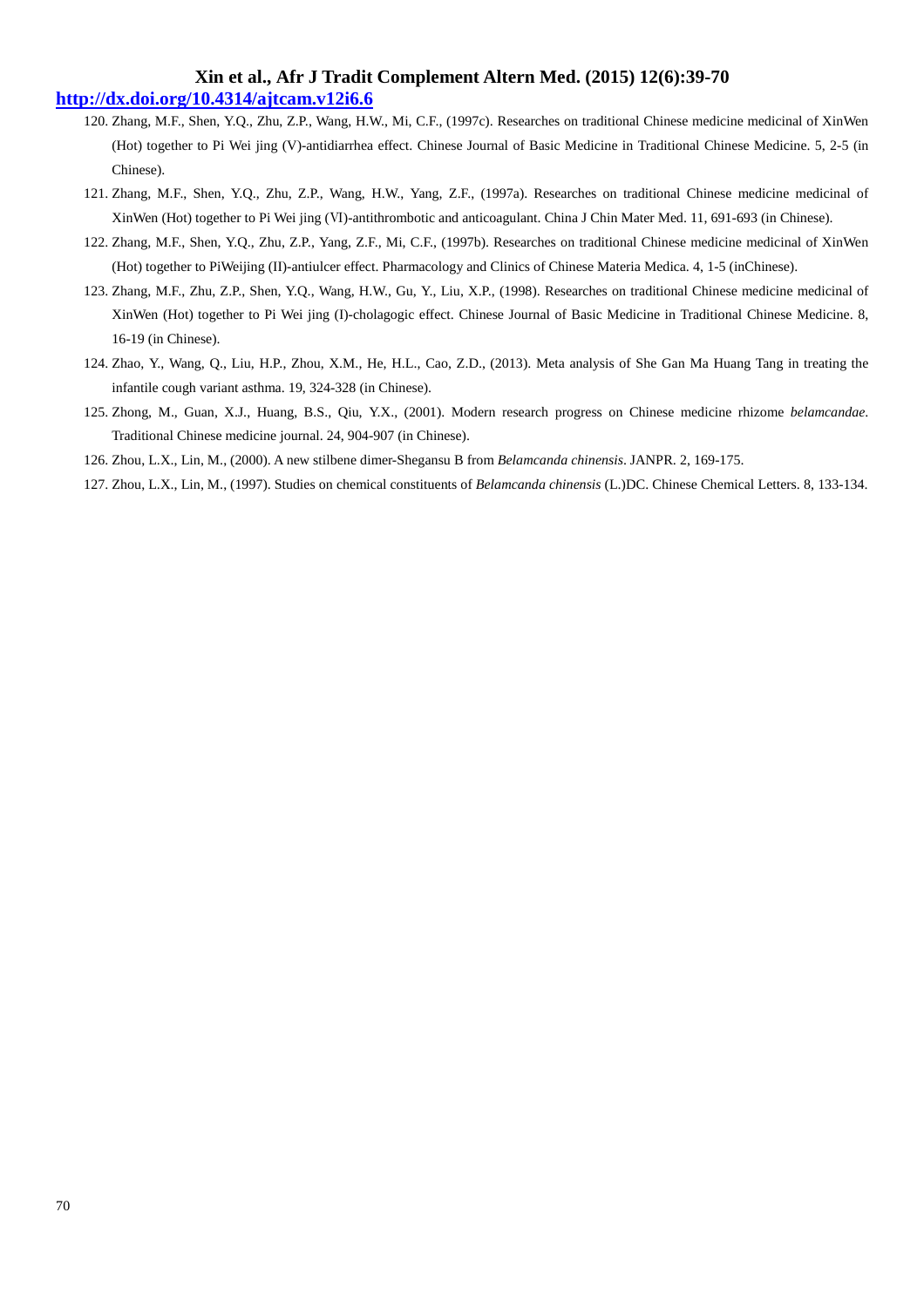120. Zhang, M.F., Shen, Y.Q., Zhu, Z.P., Wang, H.W., Mi, C.F., (1997c). Researches on traditional Chinese medicine medicinal of XinWen (Hot) together to Pi Wei jing (V)-antidiarrhea effect. Chinese Journal of Basic Medicine in Traditional Chinese Medicine. 5, 2-5 (in Chinese).
121. Zhang, M.F., Shen, Y.Q., Zhu, Z.P., Wang, H.W., Yang, Z.F., (1997a). Researches on traditional Chinese medicine medicinal of XinWen (Hot) together to Pi Wei jing (Ⅵ)-antithrombotic and anticoagulant. China J Chin Mater Med. 11, 691-693 (in Chinese).
122. Zhang, M.F., Shen, Y.Q., Zhu, Z.P., Yang, Z.F., Mi, C.F., (1997b). Researches on traditional Chinese medicine medicinal of XinWen (Hot) together to PiWeijing (II)-antiulcer effect. Pharmacology and Clinics of Chinese Materia Medica. 4, 1-5 (inChinese).
123. Zhang, M.F., Zhu, Z.P., Shen, Y.Q., Wang, H.W., Gu, Y., Liu, X.P., (1998). Researches on traditional Chinese medicine medicinal of XinWen (Hot) together to Pi Wei jing (I)-cholagogic effect. Chinese Journal of Basic Medicine in Traditional Chinese Medicine. 8, 16-19 (in Chinese).
124. Zhao, Y., Wang, Q., Liu, H.P., Zhou, X.M., He, H.L., Cao, Z.D., (2013). Meta analysis of She Gan Ma Huang Tang in treating the infantile cough variant asthma. 19, 324-328 (in Chinese).
125. Zhong, M., Guan, X.J., Huang, B.S., Qiu, Y.X., (2001). Modern research progress on Chinese medicine rhizome *belamcandae*. Traditional Chinese medicine journal. 24, 904-907 (in Chinese).
126. Zhou, L.X., Lin, M., (2000). A new stilbene dimer-Shegansu B from *Belamcanda chinensis*. JANPR. 2, 169-175.
127. Zhou, L.X., Lin, M., (1997). Studies on chemical constituents of *Belamcanda chinensis* (L.)DC. Chinese Chemical Letters. 8, 133-134.